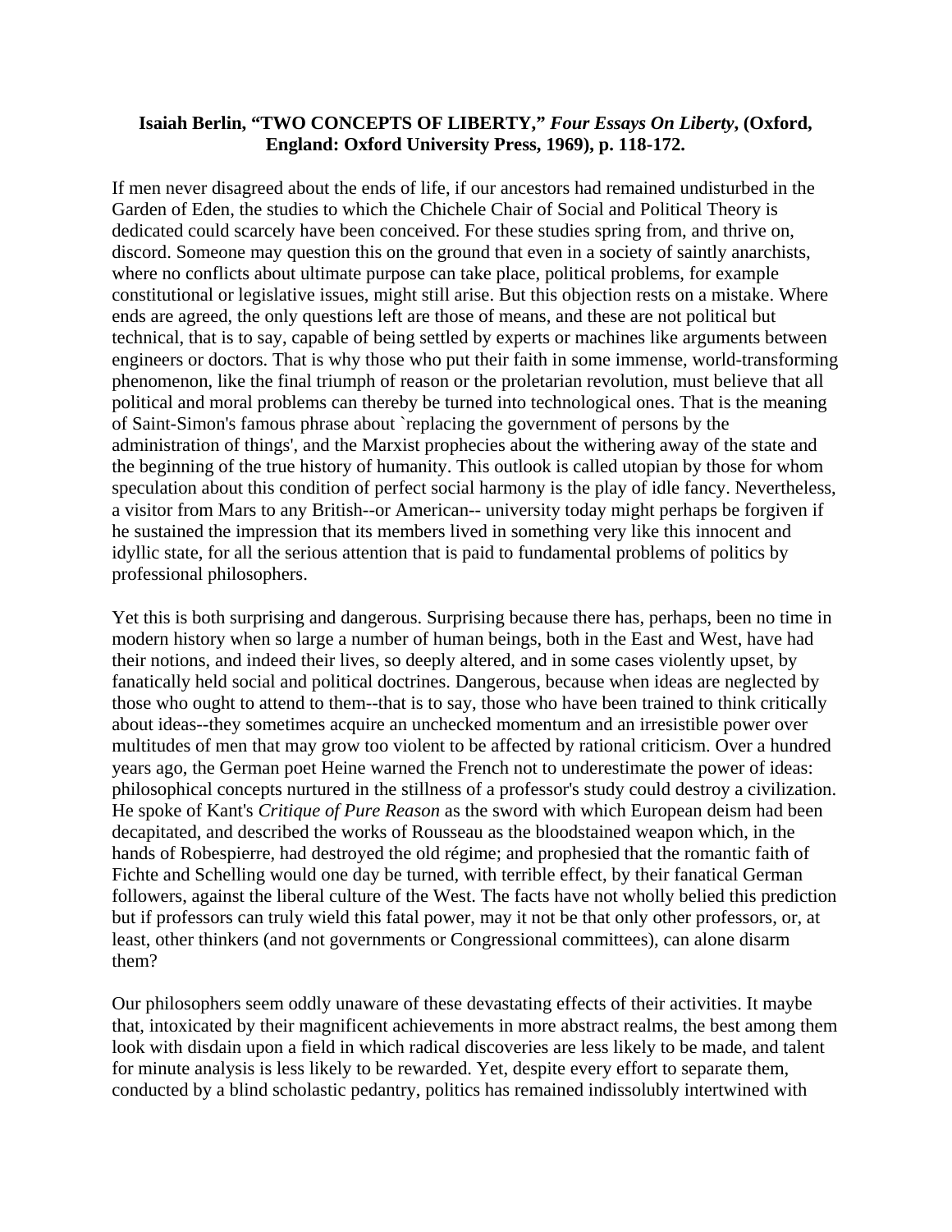**Isaiah Berlin, "TWO CONCEPTS OF LIBERTY,"** ***Four Essays On Liberty*****, (Oxford, England: Oxford University Press, 1969), p. 118-172.**

If men never disagreed about the ends of life, if our ancestors had remained undisturbed in the Garden of Eden, the studies to which the Chichele Chair of Social and Political Theory is dedicated could scarcely have been conceived. For these studies spring from, and thrive on, discord. Someone may question this on the ground that even in a society of saintly anarchists, where no conflicts about ultimate purpose can take place, political problems, for example constitutional or legislative issues, might still arise. But this objection rests on a mistake. Where ends are agreed, the only questions left are those of means, and these are not political but technical, that is to say, capable of being settled by experts or machines like arguments between engineers or doctors. That is why those who put their faith in some immense, world-transforming phenomenon, like the final triumph of reason or the proletarian revolution, must believe that all political and moral problems can thereby be turned into technological ones. That is the meaning of Saint-Simon's famous phrase about `replacing the government of persons by the administration of things', and the Marxist prophecies about the withering away of the state and the beginning of the true history of humanity. This outlook is called utopian by those for whom speculation about this condition of perfect social harmony is the play of idle fancy. Nevertheless, a visitor from Mars to any British--or American-- university today might perhaps be forgiven if he sustained the impression that its members lived in something very like this innocent and idyllic state, for all the serious attention that is paid to fundamental problems of politics by professional philosophers.

Yet this is both surprising and dangerous. Surprising because there has, perhaps, been no time in modern history when so large a number of human beings, both in the East and West, have had their notions, and indeed their lives, so deeply altered, and in some cases violently upset, by fanatically held social and political doctrines. Dangerous, because when ideas are neglected by those who ought to attend to them--that is to say, those who have been trained to think critically about ideas--they sometimes acquire an unchecked momentum and an irresistible power over multitudes of men that may grow too violent to be affected by rational criticism. Over a hundred years ago, the German poet Heine warned the French not to underestimate the power of ideas: philosophical concepts nurtured in the stillness of a professor's study could destroy a civilization. He spoke of Kant's *Critique of Pure Reason* as the sword with which European deism had been decapitated, and described the works of Rousseau as the bloodstained weapon which, in the hands of Robespierre, had destroyed the old régime; and prophesied that the romantic faith of Fichte and Schelling would one day be turned, with terrible effect, by their fanatical German followers, against the liberal culture of the West. The facts have not wholly belied this prediction but if professors can truly wield this fatal power, may it not be that only other professors, or, at least, other thinkers (and not governments or Congressional committees), can alone disarm them?

Our philosophers seem oddly unaware of these devastating effects of their activities. It maybe that, intoxicated by their magnificent achievements in more abstract realms, the best among them look with disdain upon a field in which radical discoveries are less likely to be made, and talent for minute analysis is less likely to be rewarded. Yet, despite every effort to separate them, conducted by a blind scholastic pedantry, politics has remained indissolubly intertwined with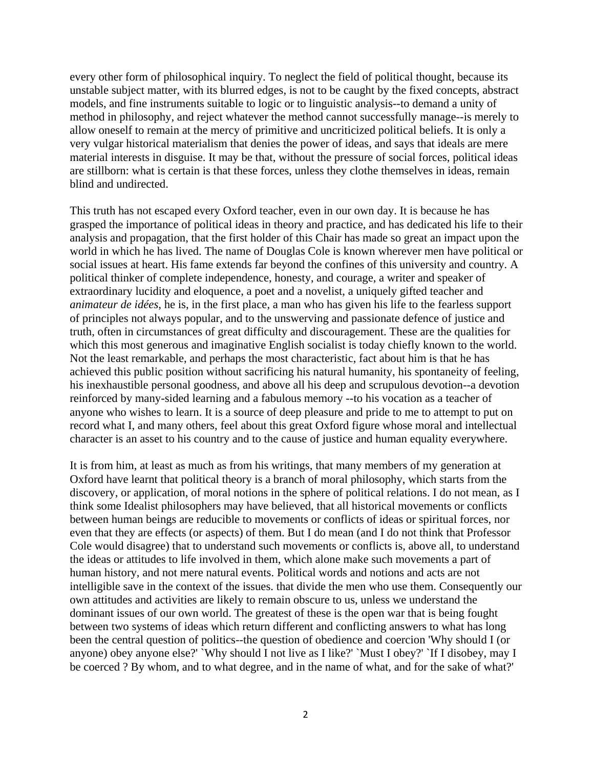every other form of philosophical inquiry. To neglect the field of political thought, because its unstable subject matter, with its blurred edges, is not to be caught by the fixed concepts, abstract models, and fine instruments suitable to logic or to linguistic analysis--to demand a unity of method in philosophy, and reject whatever the method cannot successfully manage--is merely to allow oneself to remain at the mercy of primitive and uncriticized political beliefs. It is only a very vulgar historical materialism that denies the power of ideas, and says that ideals are mere material interests in disguise. It may be that, without the pressure of social forces, political ideas are stillborn: what is certain is that these forces, unless they clothe themselves in ideas, remain blind and undirected.

This truth has not escaped every Oxford teacher, even in our own day. It is because he has grasped the importance of political ideas in theory and practice, and has dedicated his life to their analysis and propagation, that the first holder of this Chair has made so great an impact upon the world in which he has lived. The name of Douglas Cole is known wherever men have political or social issues at heart. His fame extends far beyond the confines of this university and country. A political thinker of complete independence, honesty, and courage, a writer and speaker of extraordinary lucidity and eloquence, a poet and a novelist, a uniquely gifted teacher and *animateur de idées*, he is, in the first place, a man who has given his life to the fearless support of principles not always popular, and to the unswerving and passionate defence of justice and truth, often in circumstances of great difficulty and discouragement. These are the qualities for which this most generous and imaginative English socialist is today chiefly known to the world. Not the least remarkable, and perhaps the most characteristic, fact about him is that he has achieved this public position without sacrificing his natural humanity, his spontaneity of feeling, his inexhaustible personal goodness, and above all his deep and scrupulous devotion--a devotion reinforced by many-sided learning and a fabulous memory --to his vocation as a teacher of anyone who wishes to learn. It is a source of deep pleasure and pride to me to attempt to put on record what I, and many others, feel about this great Oxford figure whose moral and intellectual character is an asset to his country and to the cause of justice and human equality everywhere.

It is from him, at least as much as from his writings, that many members of my generation at Oxford have learnt that political theory is a branch of moral philosophy, which starts from the discovery, or application, of moral notions in the sphere of political relations. I do not mean, as I think some Idealist philosophers may have believed, that all historical movements or conflicts between human beings are reducible to movements or conflicts of ideas or spiritual forces, nor even that they are effects (or aspects) of them. But I do mean (and I do not think that Professor Cole would disagree) that to understand such movements or conflicts is, above all, to understand the ideas or attitudes to life involved in them, which alone make such movements a part of human history, and not mere natural events. Political words and notions and acts are not intelligible save in the context of the issues. that divide the men who use them. Consequently our own attitudes and activities are likely to remain obscure to us, unless we understand the dominant issues of our own world. The greatest of these is the open war that is being fought between two systems of ideas which return different and conflicting answers to what has long been the central question of politics--the question of obedience and coercion 'Why should I (or anyone) obey anyone else?' `Why should I not live as I like?' `Must I obey?' `If I disobey, may I be coerced ? By whom, and to what degree, and in the name of what, and for the sake of what?'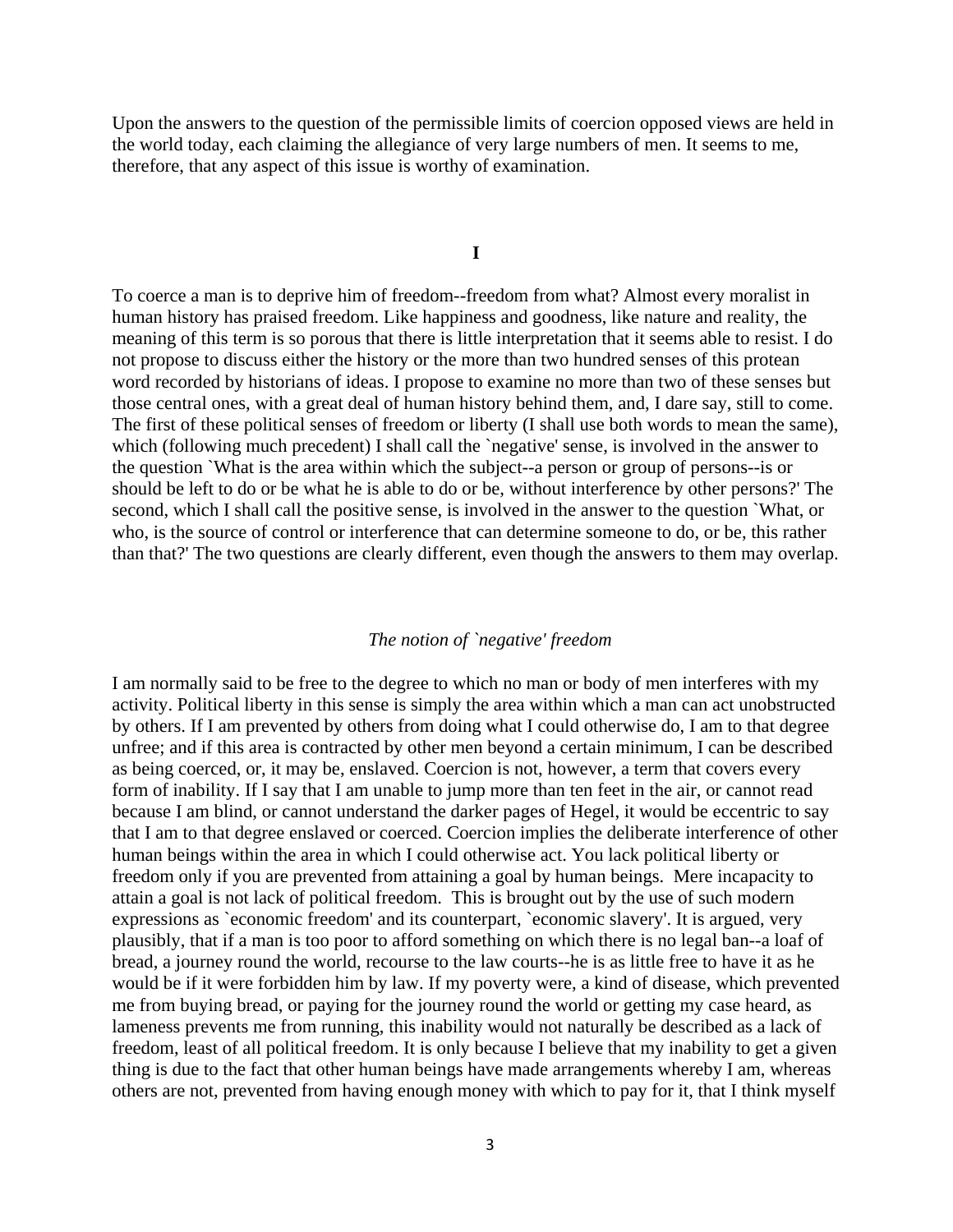Upon the answers to the question of the permissible limits of coercion opposed views are held in the world today, each claiming the allegiance of very large numbers of men. It seems to me, therefore, that any aspect of this issue is worthy of examination.

## I

To coerce a man is to deprive him of freedom--freedom from what? Almost every moralist in human history has praised freedom. Like happiness and goodness, like nature and reality, the meaning of this term is so porous that there is little interpretation that it seems able to resist. I do not propose to discuss either the history or the more than two hundred senses of this protean word recorded by historians of ideas. I propose to examine no more than two of these senses but those central ones, with a great deal of human history behind them, and, I dare say, still to come. The first of these political senses of freedom or liberty (I shall use both words to mean the same), which (following much precedent) I shall call the `negative' sense, is involved in the answer to the question `What is the area within which the subject--a person or group of persons--is or should be left to do or be what he is able to do or be, without interference by other persons?' The second, which I shall call the positive sense, is involved in the answer to the question `What, or who, is the source of control or interference that can determine someone to do, or be, this rather than that?' The two questions are clearly different, even though the answers to them may overlap.

### *The notion of `negative' freedom*

I am normally said to be free to the degree to which no man or body of men interferes with my activity. Political liberty in this sense is simply the area within which a man can act unobstructed by others. If I am prevented by others from doing what I could otherwise do, I am to that degree unfree; and if this area is contracted by other men beyond a certain minimum, I can be described as being coerced, or, it may be, enslaved. Coercion is not, however, a term that covers every form of inability. If I say that I am unable to jump more than ten feet in the air, or cannot read because I am blind, or cannot understand the darker pages of Hegel, it would be eccentric to say that I am to that degree enslaved or coerced. Coercion implies the deliberate interference of other human beings within the area in which I could otherwise act. You lack political liberty or freedom only if you are prevented from attaining a goal by human beings. Mere incapacity to attain a goal is not lack of political freedom. This is brought out by the use of such modern expressions as `economic freedom' and its counterpart, `economic slavery'. It is argued, very plausibly, that if a man is too poor to afford something on which there is no legal ban--a loaf of bread, a journey round the world, recourse to the law courts--he is as little free to have it as he would be if it were forbidden him by law. If my poverty were, a kind of disease, which prevented me from buying bread, or paying for the journey round the world or getting my case heard, as lameness prevents me from running, this inability would not naturally be described as a lack of freedom, least of all political freedom. It is only because I believe that my inability to get a given thing is due to the fact that other human beings have made arrangements whereby I am, whereas others are not, prevented from having enough money with which to pay for it, that I think myself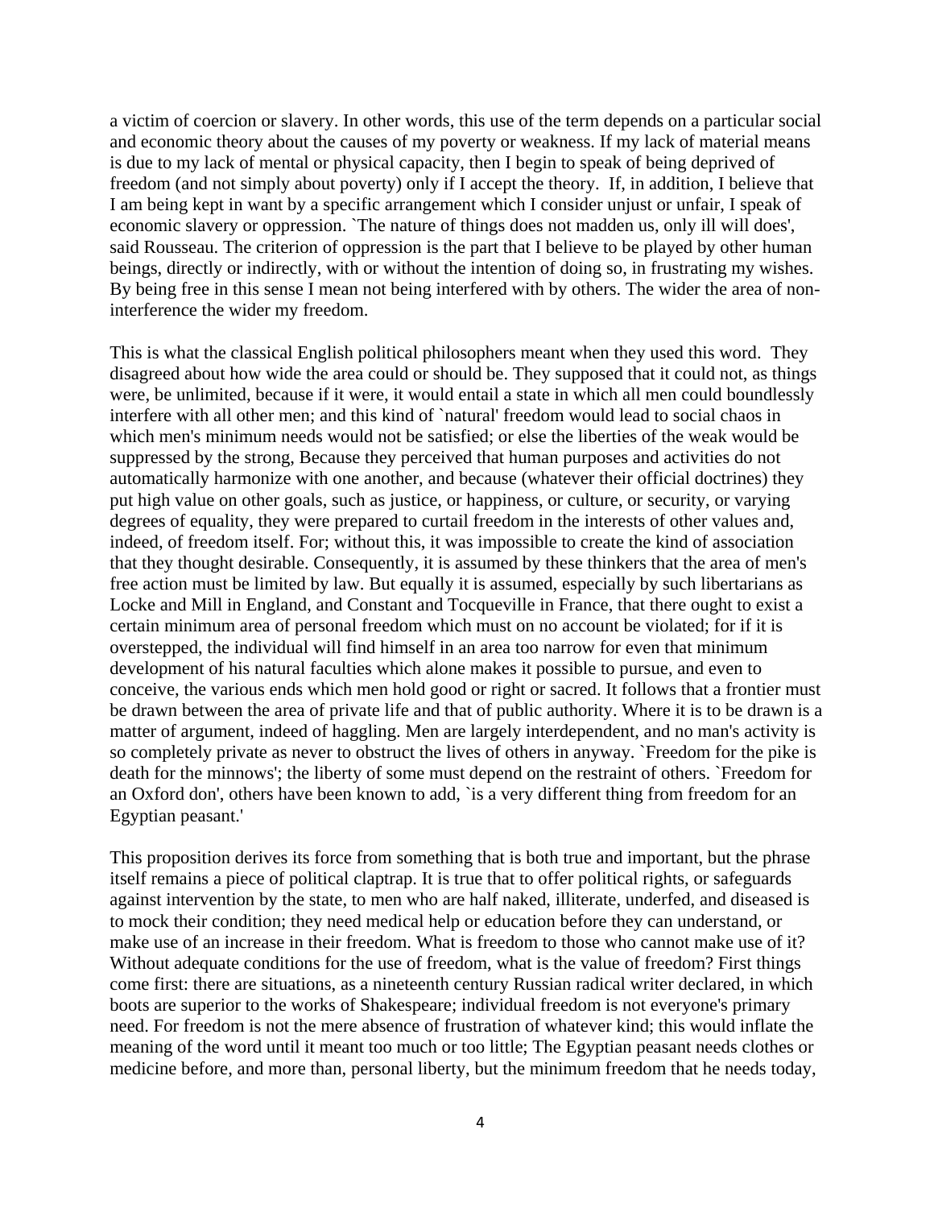a victim of coercion or slavery. In other words, this use of the term depends on a particular social and economic theory about the causes of my poverty or weakness. If my lack of material means is due to my lack of mental or physical capacity, then I begin to speak of being deprived of freedom (and not simply about poverty) only if I accept the theory. If, in addition, I believe that I am being kept in want by a specific arrangement which I consider unjust or unfair, I speak of economic slavery or oppression. `The nature of things does not madden us, only ill will does', said Rousseau. The criterion of oppression is the part that I believe to be played by other human beings, directly or indirectly, with or without the intention of doing so, in frustrating my wishes. By being free in this sense I mean not being interfered with by others. The wider the area of non-interference the wider my freedom.

This is what the classical English political philosophers meant when they used this word. They disagreed about how wide the area could or should be. They supposed that it could not, as things were, be unlimited, because if it were, it would entail a state in which all men could boundlessly interfere with all other men; and this kind of `natural' freedom would lead to social chaos in which men's minimum needs would not be satisfied; or else the liberties of the weak would be suppressed by the strong, Because they perceived that human purposes and activities do not automatically harmonize with one another, and because (whatever their official doctrines) they put high value on other goals, such as justice, or happiness, or culture, or security, or varying degrees of equality, they were prepared to curtail freedom in the interests of other values and, indeed, of freedom itself. For; without this, it was impossible to create the kind of association that they thought desirable. Consequently, it is assumed by these thinkers that the area of men's free action must be limited by law. But equally it is assumed, especially by such libertarians as Locke and Mill in England, and Constant and Tocqueville in France, that there ought to exist a certain minimum area of personal freedom which must on no account be violated; for if it is overstepped, the individual will find himself in an area too narrow for even that minimum development of his natural faculties which alone makes it possible to pursue, and even to conceive, the various ends which men hold good or right or sacred. It follows that a frontier must be drawn between the area of private life and that of public authority. Where it is to be drawn is a matter of argument, indeed of haggling. Men are largely interdependent, and no man's activity is so completely private as never to obstruct the lives of others in anyway. `Freedom for the pike is death for the minnows'; the liberty of some must depend on the restraint of others. `Freedom for an Oxford don', others have been known to add, `is a very different thing from freedom for an Egyptian peasant.'

This proposition derives its force from something that is both true and important, but the phrase itself remains a piece of political claptrap. It is true that to offer political rights, or safeguards against intervention by the state, to men who are half naked, illiterate, underfed, and diseased is to mock their condition; they need medical help or education before they can understand, or make use of an increase in their freedom. What is freedom to those who cannot make use of it? Without adequate conditions for the use of freedom, what is the value of freedom? First things come first: there are situations, as a nineteenth century Russian radical writer declared, in which boots are superior to the works of Shakespeare; individual freedom is not everyone's primary need. For freedom is not the mere absence of frustration of whatever kind; this would inflate the meaning of the word until it meant too much or too little; The Egyptian peasant needs clothes or medicine before, and more than, personal liberty, but the minimum freedom that he needs today,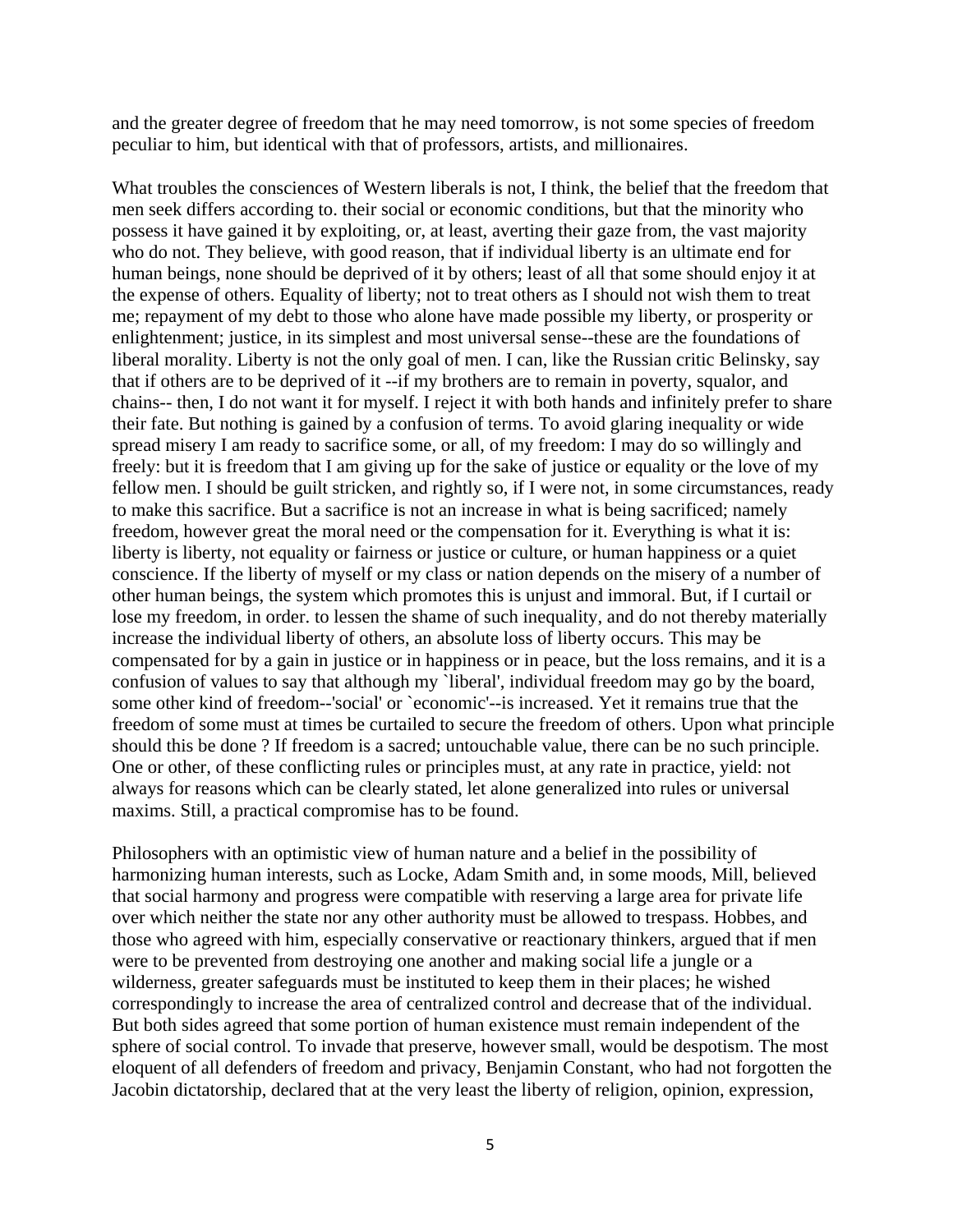and the greater degree of freedom that he may need tomorrow, is not some species of freedom peculiar to him, but identical with that of professors, artists, and millionaires.

What troubles the consciences of Western liberals is not, I think, the belief that the freedom that men seek differs according to. their social or economic conditions, but that the minority who possess it have gained it by exploiting, or, at least, averting their gaze from, the vast majority who do not. They believe, with good reason, that if individual liberty is an ultimate end for human beings, none should be deprived of it by others; least of all that some should enjoy it at the expense of others. Equality of liberty; not to treat others as I should not wish them to treat me; repayment of my debt to those who alone have made possible my liberty, or prosperity or enlightenment; justice, in its simplest and most universal sense--these are the foundations of liberal morality. Liberty is not the only goal of men. I can, like the Russian critic Belinsky, say that if others are to be deprived of it --if my brothers are to remain in poverty, squalor, and chains-- then, I do not want it for myself. I reject it with both hands and infinitely prefer to share their fate. But nothing is gained by a confusion of terms. To avoid glaring inequality or wide spread misery I am ready to sacrifice some, or all, of my freedom: I may do so willingly and freely: but it is freedom that I am giving up for the sake of justice or equality or the love of my fellow men. I should be guilt stricken, and rightly so, if I were not, in some circumstances, ready to make this sacrifice. But a sacrifice is not an increase in what is being sacrificed; namely freedom, however great the moral need or the compensation for it. Everything is what it is: liberty is liberty, not equality or fairness or justice or culture, or human happiness or a quiet conscience. If the liberty of myself or my class or nation depends on the misery of a number of other human beings, the system which promotes this is unjust and immoral. But, if I curtail or lose my freedom, in order. to lessen the shame of such inequality, and do not thereby materially increase the individual liberty of others, an absolute loss of liberty occurs. This may be compensated for by a gain in justice or in happiness or in peace, but the loss remains, and it is a confusion of values to say that although my `liberal', individual freedom may go by the board, some other kind of freedom--'social' or `economic'--is increased. Yet it remains true that the freedom of some must at times be curtailed to secure the freedom of others. Upon what principle should this be done ? If freedom is a sacred; untouchable value, there can be no such principle. One or other, of these conflicting rules or principles must, at any rate in practice, yield: not always for reasons which can be clearly stated, let alone generalized into rules or universal maxims. Still, a practical compromise has to be found.

Philosophers with an optimistic view of human nature and a belief in the possibility of harmonizing human interests, such as Locke, Adam Smith and, in some moods, Mill, believed that social harmony and progress were compatible with reserving a large area for private life over which neither the state nor any other authority must be allowed to trespass. Hobbes, and those who agreed with him, especially conservative or reactionary thinkers, argued that if men were to be prevented from destroying one another and making social life a jungle or a wilderness, greater safeguards must be instituted to keep them in their places; he wished correspondingly to increase the area of centralized control and decrease that of the individual. But both sides agreed that some portion of human existence must remain independent of the sphere of social control. To invade that preserve, however small, would be despotism. The most eloquent of all defenders of freedom and privacy, Benjamin Constant, who had not forgotten the Jacobin dictatorship, declared that at the very least the liberty of religion, opinion, expression,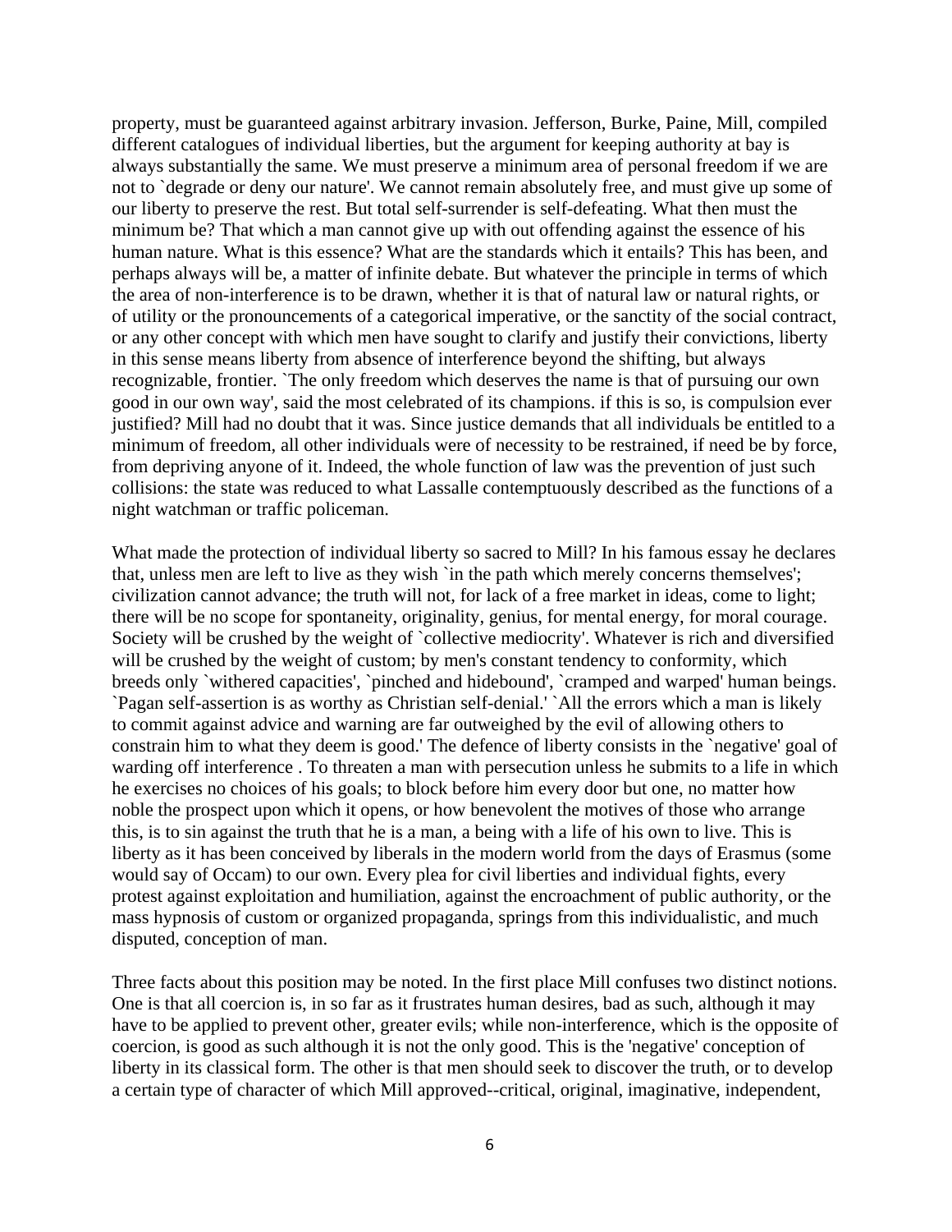property, must be guaranteed against arbitrary invasion. Jefferson, Burke, Paine, Mill, compiled different catalogues of individual liberties, but the argument for keeping authority at bay is always substantially the same. We must preserve a minimum area of personal freedom if we are not to `degrade or deny our nature'. We cannot remain absolutely free, and must give up some of our liberty to preserve the rest. But total self-surrender is self-defeating. What then must the minimum be? That which a man cannot give up with out offending against the essence of his human nature. What is this essence? What are the standards which it entails? This has been, and perhaps always will be, a matter of infinite debate. But whatever the principle in terms of which the area of non-interference is to be drawn, whether it is that of natural law or natural rights, or of utility or the pronouncements of a categorical imperative, or the sanctity of the social contract, or any other concept with which men have sought to clarify and justify their convictions, liberty in this sense means liberty from absence of interference beyond the shifting, but always recognizable, frontier. `The only freedom which deserves the name is that of pursuing our own good in our own way', said the most celebrated of its champions. if this is so, is compulsion ever justified? Mill had no doubt that it was. Since justice demands that all individuals be entitled to a minimum of freedom, all other individuals were of necessity to be restrained, if need be by force, from depriving anyone of it. Indeed, the whole function of law was the prevention of just such collisions: the state was reduced to what Lassalle contemptuously described as the functions of a night watchman or traffic policeman.

What made the protection of individual liberty so sacred to Mill? In his famous essay he declares that, unless men are left to live as they wish `in the path which merely concerns themselves'; civilization cannot advance; the truth will not, for lack of a free market in ideas, come to light; there will be no scope for spontaneity, originality, genius, for mental energy, for moral courage. Society will be crushed by the weight of `collective mediocrity'. Whatever is rich and diversified will be crushed by the weight of custom; by men's constant tendency to conformity, which breeds only `withered capacities', `pinched and hidebound', `cramped and warped' human beings. `Pagan self-assertion is as worthy as Christian self-denial.' `All the errors which a man is likely to commit against advice and warning are far outweighed by the evil of allowing others to constrain him to what they deem is good.' The defence of liberty consists in the `negative' goal of warding off interference . To threaten a man with persecution unless he submits to a life in which he exercises no choices of his goals; to block before him every door but one, no matter how noble the prospect upon which it opens, or how benevolent the motives of those who arrange this, is to sin against the truth that he is a man, a being with a life of his own to live. This is liberty as it has been conceived by liberals in the modern world from the days of Erasmus (some would say of Occam) to our own. Every plea for civil liberties and individual fights, every protest against exploitation and humiliation, against the encroachment of public authority, or the mass hypnosis of custom or organized propaganda, springs from this individualistic, and much disputed, conception of man.

Three facts about this position may be noted. In the first place Mill confuses two distinct notions. One is that all coercion is, in so far as it frustrates human desires, bad as such, although it may have to be applied to prevent other, greater evils; while non-interference, which is the opposite of coercion, is good as such although it is not the only good. This is the 'negative' conception of liberty in its classical form. The other is that men should seek to discover the truth, or to develop a certain type of character of which Mill approved--critical, original, imaginative, independent,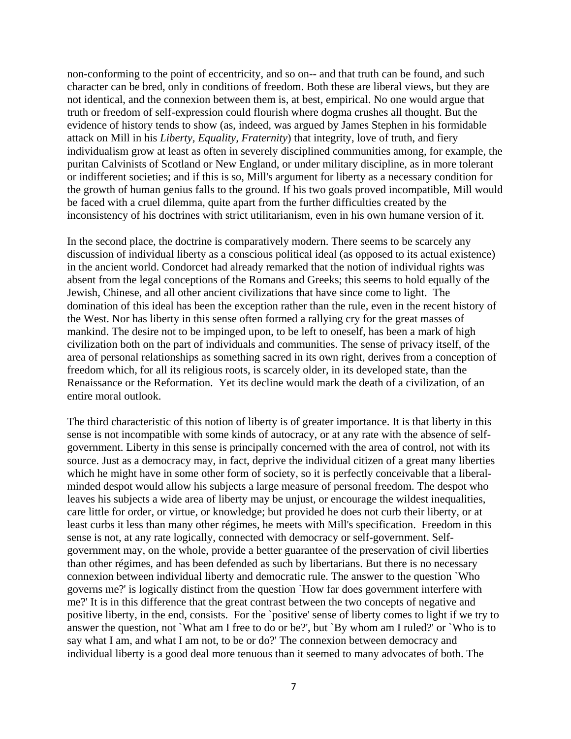non-conforming to the point of eccentricity, and so on-- and that truth can be found, and such character can be bred, only in conditions of freedom. Both these are liberal views, but they are not identical, and the connexion between them is, at best, empirical. No one would argue that truth or freedom of self-expression could flourish where dogma crushes all thought. But the evidence of history tends to show (as, indeed, was argued by James Stephen in his formidable attack on Mill in his *Liberty, Equality, Fraternity*) that integrity, love of truth, and fiery individualism grow at least as often in severely disciplined communities among, for example, the puritan Calvinists of Scotland or New England, or under military discipline, as in more tolerant or indifferent societies; and if this is so, Mill's argument for liberty as a necessary condition for the growth of human genius falls to the ground. If his two goals proved incompatible, Mill would be faced with a cruel dilemma, quite apart from the further difficulties created by the inconsistency of his doctrines with strict utilitarianism, even in his own humane version of it.

In the second place, the doctrine is comparatively modern. There seems to be scarcely any discussion of individual liberty as a conscious political ideal (as opposed to its actual existence) in the ancient world. Condorcet had already remarked that the notion of individual rights was absent from the legal conceptions of the Romans and Greeks; this seems to hold equally of the Jewish, Chinese, and all other ancient civilizations that have since come to light. The domination of this ideal has been the exception rather than the rule, even in the recent history of the West. Nor has liberty in this sense often formed a rallying cry for the great masses of mankind. The desire not to be impinged upon, to be left to oneself, has been a mark of high civilization both on the part of individuals and communities. The sense of privacy itself, of the area of personal relationships as something sacred in its own right, derives from a conception of freedom which, for all its religious roots, is scarcely older, in its developed state, than the Renaissance or the Reformation. Yet its decline would mark the death of a civilization, of an entire moral outlook.

The third characteristic of this notion of liberty is of greater importance. It is that liberty in this sense is not incompatible with some kinds of autocracy, or at any rate with the absence of self-government. Liberty in this sense is principally concerned with the area of control, not with its source. Just as a democracy may, in fact, deprive the individual citizen of a great many liberties which he might have in some other form of society, so it is perfectly conceivable that a liberal-minded despot would allow his subjects a large measure of personal freedom. The despot who leaves his subjects a wide area of liberty may be unjust, or encourage the wildest inequalities, care little for order, or virtue, or knowledge; but provided he does not curb their liberty, or at least curbs it less than many other régimes, he meets with Mill's specification. Freedom in this sense is not, at any rate logically, connected with democracy or self-government. Self-government may, on the whole, provide a better guarantee of the preservation of civil liberties than other régimes, and has been defended as such by libertarians. But there is no necessary connexion between individual liberty and democratic rule. The answer to the question `Who governs me?' is logically distinct from the question `How far does government interfere with me?' It is in this difference that the great contrast between the two concepts of negative and positive liberty, in the end, consists. For the `positive' sense of liberty comes to light if we try to answer the question, not `What am I free to do or be?', but `By whom am I ruled?' or `Who is to say what I am, and what I am not, to be or do?' The connexion between democracy and individual liberty is a good deal more tenuous than it seemed to many advocates of both. The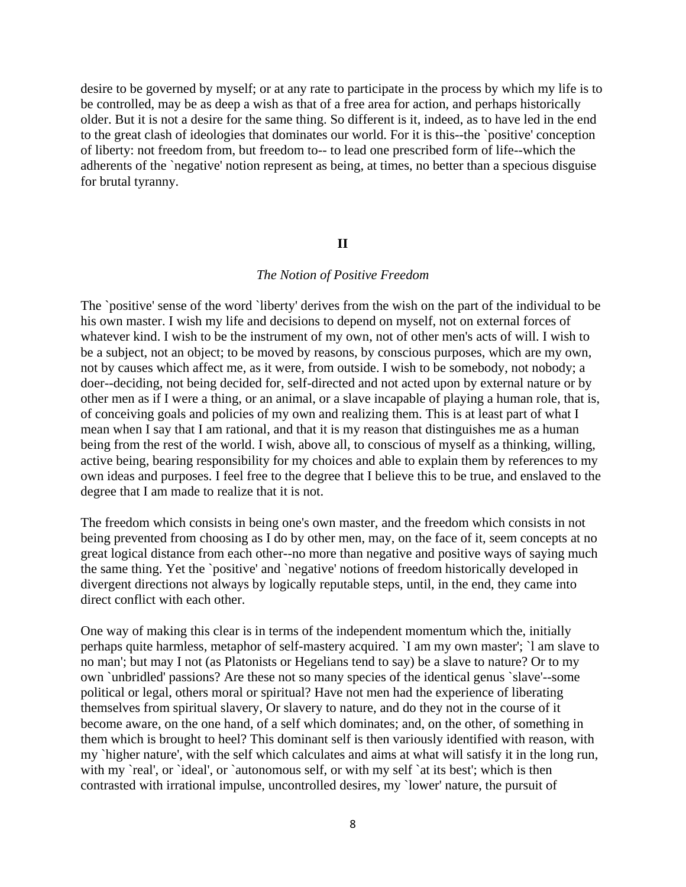desire to be governed by myself; or at any rate to participate in the process by which my life is to be controlled, may be as deep a wish as that of a free area for action, and perhaps historically older. But it is not a desire for the same thing. So different is it, indeed, as to have led in the end to the great clash of ideologies that dominates our world. For it is this--the `positive' conception of liberty: not freedom from, but freedom to-- to lead one prescribed form of life--which the adherents of the `negative' notion represent as being, at times, no better than a specious disguise for brutal tyranny.

## II

### *The Notion of Positive Freedom*

The `positive' sense of the word `liberty' derives from the wish on the part of the individual to be his own master. I wish my life and decisions to depend on myself, not on external forces of whatever kind. I wish to be the instrument of my own, not of other men's acts of will. I wish to be a subject, not an object; to be moved by reasons, by conscious purposes, which are my own, not by causes which affect me, as it were, from outside. I wish to be somebody, not nobody; a doer--deciding, not being decided for, self-directed and not acted upon by external nature or by other men as if I were a thing, or an animal, or a slave incapable of playing a human role, that is, of conceiving goals and policies of my own and realizing them. This is at least part of what I mean when I say that I am rational, and that it is my reason that distinguishes me as a human being from the rest of the world. I wish, above all, to conscious of myself as a thinking, willing, active being, bearing responsibility for my choices and able to explain them by references to my own ideas and purposes. I feel free to the degree that I believe this to be true, and enslaved to the degree that I am made to realize that it is not.

The freedom which consists in being one's own master, and the freedom which consists in not being prevented from choosing as I do by other men, may, on the face of it, seem concepts at no great logical distance from each other--no more than negative and positive ways of saying much the same thing. Yet the `positive' and `negative' notions of freedom historically developed in divergent directions not always by logically reputable steps, until, in the end, they came into direct conflict with each other.

One way of making this clear is in terms of the independent momentum which the, initially perhaps quite harmless, metaphor of self-mastery acquired. `I am my own master'; `l am slave to no man'; but may I not (as Platonists or Hegelians tend to say) be a slave to nature? Or to my own `unbridled' passions? Are these not so many species of the identical genus `slave'--some political or legal, others moral or spiritual? Have not men had the experience of liberating themselves from spiritual slavery, Or slavery to nature, and do they not in the course of it become aware, on the one hand, of a self which dominates; and, on the other, of something in them which is brought to heel? This dominant self is then variously identified with reason, with my `higher nature', with the self which calculates and aims at what will satisfy it in the long run, with my `real', or `ideal', or `autonomous self, or with my self `at its best'; which is then contrasted with irrational impulse, uncontrolled desires, my `lower' nature, the pursuit of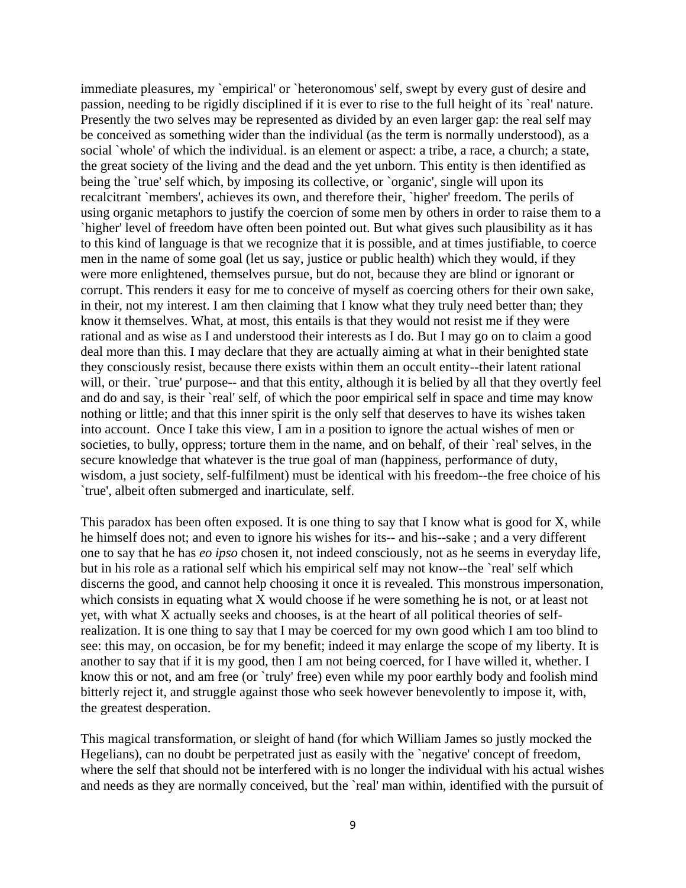immediate pleasures, my `empirical' or `heteronomous' self, swept by every gust of desire and passion, needing to be rigidly disciplined if it is ever to rise to the full height of its `real' nature. Presently the two selves may be represented as divided by an even larger gap: the real self may be conceived as something wider than the individual (as the term is normally understood), as a social `whole' of which the individual. is an element or aspect: a tribe, a race, a church; a state, the great society of the living and the dead and the yet unborn. This entity is then identified as being the `true' self which, by imposing its collective, or `organic', single will upon its recalcitrant `members', achieves its own, and therefore their, `higher' freedom. The perils of using organic metaphors to justify the coercion of some men by others in order to raise them to a `higher' level of freedom have often been pointed out. But what gives such plausibility as it has to this kind of language is that we recognize that it is possible, and at times justifiable, to coerce men in the name of some goal (let us say, justice or public health) which they would, if they were more enlightened, themselves pursue, but do not, because they are blind or ignorant or corrupt. This renders it easy for me to conceive of myself as coercing others for their own sake, in their, not my interest. I am then claiming that I know what they truly need better than; they know it themselves. What, at most, this entails is that they would not resist me if they were rational and as wise as I and understood their interests as I do. But I may go on to claim a good deal more than this. I may declare that they are actually aiming at what in their benighted state they consciously resist, because there exists within them an occult entity--their latent rational will, or their. `true' purpose-- and that this entity, although it is belied by all that they overtly feel and do and say, is their `real' self, of which the poor empirical self in space and time may know nothing or little; and that this inner spirit is the only self that deserves to have its wishes taken into account. Once I take this view, I am in a position to ignore the actual wishes of men or societies, to bully, oppress; torture them in the name, and on behalf, of their `real' selves, in the secure knowledge that whatever is the true goal of man (happiness, performance of duty, wisdom, a just society, self-fulfilment) must be identical with his freedom--the free choice of his `true', albeit often submerged and inarticulate, self.

This paradox has been often exposed. It is one thing to say that I know what is good for X, while he himself does not; and even to ignore his wishes for its-- and his--sake ; and a very different one to say that he has *eo ipso* chosen it, not indeed consciously, not as he seems in everyday life, but in his role as a rational self which his empirical self may not know--the `real' self which discerns the good, and cannot help choosing it once it is revealed. This monstrous impersonation, which consists in equating what X would choose if he were something he is not, or at least not yet, with what X actually seeks and chooses, is at the heart of all political theories of self-realization. It is one thing to say that I may be coerced for my own good which I am too blind to see: this may, on occasion, be for my benefit; indeed it may enlarge the scope of my liberty. It is another to say that if it is my good, then I am not being coerced, for I have willed it, whether. I know this or not, and am free (or `truly' free) even while my poor earthly body and foolish mind bitterly reject it, and struggle against those who seek however benevolently to impose it, with, the greatest desperation.

This magical transformation, or sleight of hand (for which William James so justly mocked the Hegelians), can no doubt be perpetrated just as easily with the `negative' concept of freedom, where the self that should not be interfered with is no longer the individual with his actual wishes and needs as they are normally conceived, but the `real' man within, identified with the pursuit of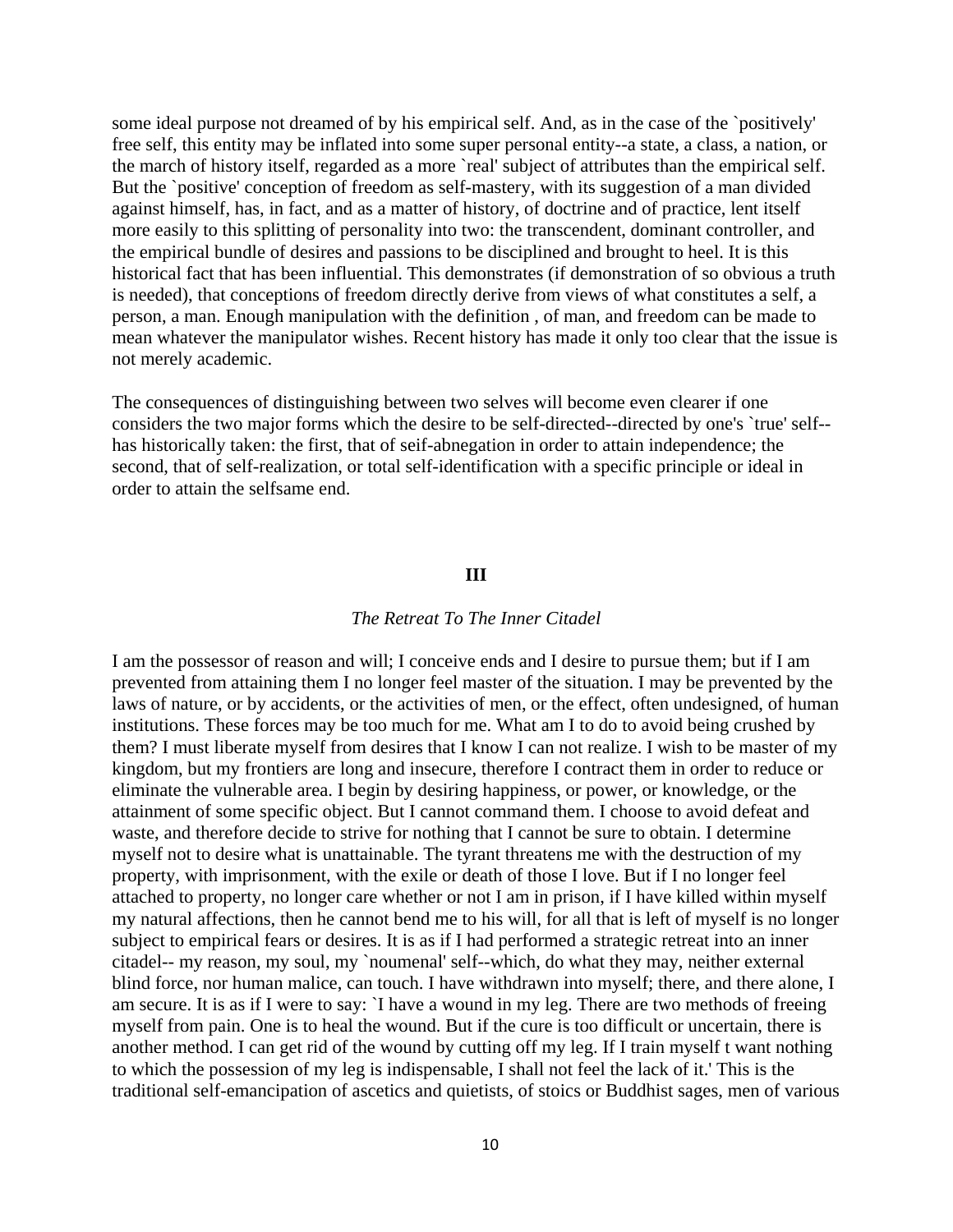some ideal purpose not dreamed of by his empirical self. And, as in the case of the `positively' free self, this entity may be inflated into some super personal entity--a state, a class, a nation, or the march of history itself, regarded as a more `real' subject of attributes than the empirical self. But the `positive' conception of freedom as self-mastery, with its suggestion of a man divided against himself, has, in fact, and as a matter of history, of doctrine and of practice, lent itself more easily to this splitting of personality into two: the transcendent, dominant controller, and the empirical bundle of desires and passions to be disciplined and brought to heel. It is this historical fact that has been influential. This demonstrates (if demonstration of so obvious a truth is needed), that conceptions of freedom directly derive from views of what constitutes a self, a person, a man. Enough manipulation with the definition , of man, and freedom can be made to mean whatever the manipulator wishes. Recent history has made it only too clear that the issue is not merely academic.

The consequences of distinguishing between two selves will become even clearer if one considers the two major forms which the desire to be self-directed--directed by one's `true' self--has historically taken: the first, that of seif-abnegation in order to attain independence; the second, that of self-realization, or total self-identification with a specific principle or ideal in order to attain the selfsame end.

## III

### *The Retreat To The Inner Citadel*

I am the possessor of reason and will; I conceive ends and I desire to pursue them; but if I am prevented from attaining them I no longer feel master of the situation. I may be prevented by the laws of nature, or by accidents, or the activities of men, or the effect, often undesigned, of human institutions. These forces may be too much for me. What am I to do to avoid being crushed by them? I must liberate myself from desires that I know I can not realize. I wish to be master of my kingdom, but my frontiers are long and insecure, therefore I contract them in order to reduce or eliminate the vulnerable area. I begin by desiring happiness, or power, or knowledge, or the attainment of some specific object. But I cannot command them. I choose to avoid defeat and waste, and therefore decide to strive for nothing that I cannot be sure to obtain. I determine myself not to desire what is unattainable. The tyrant threatens me with the destruction of my property, with imprisonment, with the exile or death of those I love. But if I no longer feel attached to property, no longer care whether or not I am in prison, if I have killed within myself my natural affections, then he cannot bend me to his will, for all that is left of myself is no longer subject to empirical fears or desires. It is as if I had performed a strategic retreat into an inner citadel-- my reason, my soul, my `noumenal' self--which, do what they may, neither external blind force, nor human malice, can touch. I have withdrawn into myself; there, and there alone, I am secure. It is as if I were to say: `I have a wound in my leg. There are two methods of freeing myself from pain. One is to heal the wound. But if the cure is too difficult or uncertain, there is another method. I can get rid of the wound by cutting off my leg. If I train myself t want nothing to which the possession of my leg is indispensable, I shall not feel the lack of it.' This is the traditional self-emancipation of ascetics and quietists, of stoics or Buddhist sages, men of various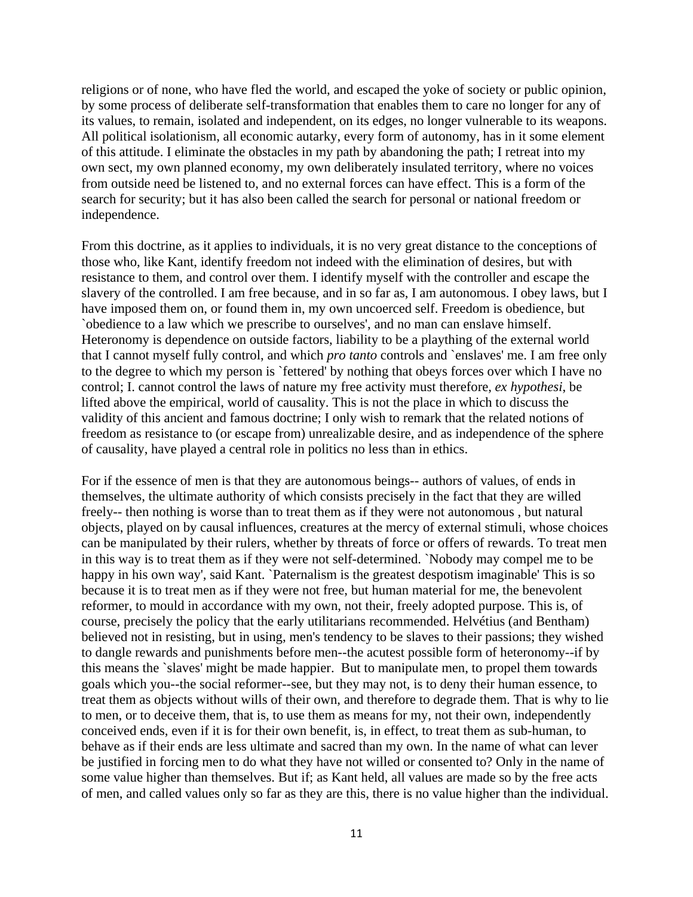religions or of none, who have fled the world, and escaped the yoke of society or public opinion, by some process of deliberate self-transformation that enables them to care no longer for any of its values, to remain, isolated and independent, on its edges, no longer vulnerable to its weapons. All political isolationism, all economic autarky, every form of autonomy, has in it some element of this attitude. I eliminate the obstacles in my path by abandoning the path; I retreat into my own sect, my own planned economy, my own deliberately insulated territory, where no voices from outside need be listened to, and no external forces can have effect. This is a form of the search for security; but it has also been called the search for personal or national freedom or independence.

From this doctrine, as it applies to individuals, it is no very great distance to the conceptions of those who, like Kant, identify freedom not indeed with the elimination of desires, but with resistance to them, and control over them. I identify myself with the controller and escape the slavery of the controlled. I am free because, and in so far as, I am autonomous. I obey laws, but I have imposed them on, or found them in, my own uncoerced self. Freedom is obedience, but `obedience to a law which we prescribe to ourselves', and no man can enslave himself. Heteronomy is dependence on outside factors, liability to be a plaything of the external world that I cannot myself fully control, and which *pro tanto* controls and `enslaves' me. I am free only to the degree to which my person is `fettered' by nothing that obeys forces over which I have no control; I. cannot control the laws of nature my free activity must therefore, *ex hypothesi*, be lifted above the empirical, world of causality. This is not the place in which to discuss the validity of this ancient and famous doctrine; I only wish to remark that the related notions of freedom as resistance to (or escape from) unrealizable desire, and as independence of the sphere of causality, have played a central role in politics no less than in ethics.

For if the essence of men is that they are autonomous beings-- authors of values, of ends in themselves, the ultimate authority of which consists precisely in the fact that they are willed freely-- then nothing is worse than to treat them as if they were not autonomous , but natural objects, played on by causal influences, creatures at the mercy of external stimuli, whose choices can be manipulated by their rulers, whether by threats of force or offers of rewards. To treat men in this way is to treat them as if they were not self-determined. `Nobody may compel me to be happy in his own way', said Kant. `Paternalism is the greatest despotism imaginable' This is so because it is to treat men as if they were not free, but human material for me, the benevolent reformer, to mould in accordance with my own, not their, freely adopted purpose. This is, of course, precisely the policy that the early utilitarians recommended. Helvétius (and Bentham) believed not in resisting, but in using, men's tendency to be slaves to their passions; they wished to dangle rewards and punishments before men--the acutest possible form of heteronomy--if by this means the `slaves' might be made happier. But to manipulate men, to propel them towards goals which you--the social reformer--see, but they may not, is to deny their human essence, to treat them as objects without wills of their own, and therefore to degrade them. That is why to lie to men, or to deceive them, that is, to use them as means for my, not their own, independently conceived ends, even if it is for their own benefit, is, in effect, to treat them as sub-human, to behave as if their ends are less ultimate and sacred than my own. In the name of what can lever be justified in forcing men to do what they have not willed or consented to? Only in the name of some value higher than themselves. But if; as Kant held, all values are made so by the free acts of men, and called values only so far as they are this, there is no value higher than the individual.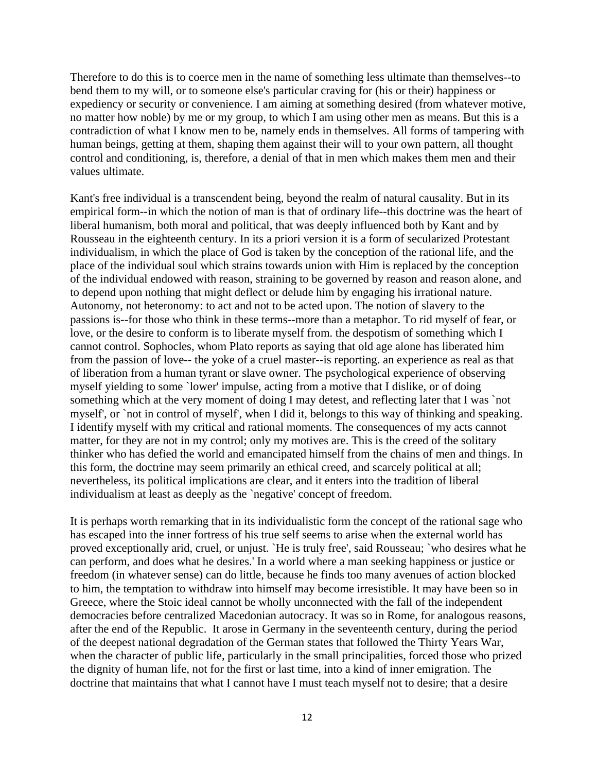Therefore to do this is to coerce men in the name of something less ultimate than themselves--to bend them to my will, or to someone else's particular craving for (his or their) happiness or expediency or security or convenience. I am aiming at something desired (from whatever motive, no matter how noble) by me or my group, to which I am using other men as means. But this is a contradiction of what I know men to be, namely ends in themselves. All forms of tampering with human beings, getting at them, shaping them against their will to your own pattern, all thought control and conditioning, is, therefore, a denial of that in men which makes them men and their values ultimate.

Kant's free individual is a transcendent being, beyond the realm of natural causality. But in its empirical form--in which the notion of man is that of ordinary life--this doctrine was the heart of liberal humanism, both moral and political, that was deeply influenced both by Kant and by Rousseau in the eighteenth century. In its a priori version it is a form of secularized Protestant individualism, in which the place of God is taken by the conception of the rational life, and the place of the individual soul which strains towards union with Him is replaced by the conception of the individual endowed with reason, straining to be governed by reason and reason alone, and to depend upon nothing that might deflect or delude him by engaging his irrational nature. Autonomy, not heteronomy: to act and not to be acted upon. The notion of slavery to the passions is--for those who think in these terms--more than a metaphor. To rid myself of fear, or love, or the desire to conform is to liberate myself from. the despotism of something which I cannot control. Sophocles, whom Plato reports as saying that old age alone has liberated him from the passion of love-- the yoke of a cruel master--is reporting. an experience as real as that of liberation from a human tyrant or slave owner. The psychological experience of observing myself yielding to some `lower' impulse, acting from a motive that I dislike, or of doing something which at the very moment of doing I may detest, and reflecting later that I was `not myself', or `not in control of myself', when I did it, belongs to this way of thinking and speaking. I identify myself with my critical and rational moments. The consequences of my acts cannot matter, for they are not in my control; only my motives are. This is the creed of the solitary thinker who has defied the world and emancipated himself from the chains of men and things. In this form, the doctrine may seem primarily an ethical creed, and scarcely political at all; nevertheless, its political implications are clear, and it enters into the tradition of liberal individualism at least as deeply as the `negative' concept of freedom.

It is perhaps worth remarking that in its individualistic form the concept of the rational sage who has escaped into the inner fortress of his true self seems to arise when the external world has proved exceptionally arid, cruel, or unjust. `He is truly free', said Rousseau; `who desires what he can perform, and does what he desires.' In a world where a man seeking happiness or justice or freedom (in whatever sense) can do little, because he finds too many avenues of action blocked to him, the temptation to withdraw into himself may become irresistible. It may have been so in Greece, where the Stoic ideal cannot be wholly unconnected with the fall of the independent democracies before centralized Macedonian autocracy. It was so in Rome, for analogous reasons, after the end of the Republic. It arose in Germany in the seventeenth century, during the period of the deepest national degradation of the German states that followed the Thirty Years War, when the character of public life, particularly in the small principalities, forced those who prized the dignity of human life, not for the first or last time, into a kind of inner emigration. The doctrine that maintains that what I cannot have I must teach myself not to desire; that a desire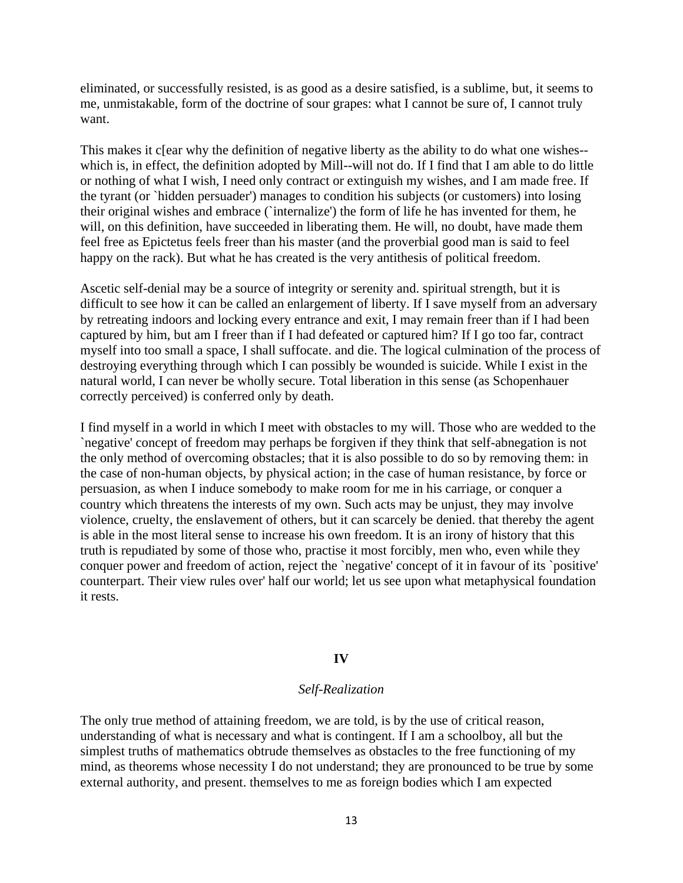eliminated, or successfully resisted, is as good as a desire satisfied, is a sublime, but, it seems to me, unmistakable, form of the doctrine of sour grapes: what I cannot be sure of, I cannot truly want.

This makes it c[ear why the definition of negative liberty as the ability to do what one wishes--which is, in effect, the definition adopted by Mill--will not do. If I find that I am able to do little or nothing of what I wish, I need only contract or extinguish my wishes, and I am made free. If the tyrant (or `hidden persuader') manages to condition his subjects (or customers) into losing their original wishes and embrace (`internalize') the form of life he has invented for them, he will, on this definition, have succeeded in liberating them. He will, no doubt, have made them feel free as Epictetus feels freer than his master (and the proverbial good man is said to feel happy on the rack). But what he has created is the very antithesis of political freedom.

Ascetic self-denial may be a source of integrity or serenity and. spiritual strength, but it is difficult to see how it can be called an enlargement of liberty. If I save myself from an adversary by retreating indoors and locking every entrance and exit, I may remain freer than if I had been captured by him, but am I freer than if I had defeated or captured him? If I go too far, contract myself into too small a space, I shall suffocate. and die. The logical culmination of the process of destroying everything through which I can possibly be wounded is suicide. While I exist in the natural world, I can never be wholly secure. Total liberation in this sense (as Schopenhauer correctly perceived) is conferred only by death.

I find myself in a world in which I meet with obstacles to my will. Those who are wedded to the `negative' concept of freedom may perhaps be forgiven if they think that self-abnegation is not the only method of overcoming obstacles; that it is also possible to do so by removing them: in the case of non-human objects, by physical action; in the case of human resistance, by force or persuasion, as when I induce somebody to make room for me in his carriage, or conquer a country which threatens the interests of my own. Such acts may be unjust, they may involve violence, cruelty, the enslavement of others, but it can scarcely be denied. that thereby the agent is able in the most literal sense to increase his own freedom. It is an irony of history that this truth is repudiated by some of those who, practise it most forcibly, men who, even while they conquer power and freedom of action, reject the `negative' concept of it in favour of its `positive' counterpart. Their view rules over' half our world; let us see upon what metaphysical foundation it rests.

## IV

### *Self-Realization*

The only true method of attaining freedom, we are told, is by the use of critical reason, understanding of what is necessary and what is contingent. If I am a schoolboy, all but the simplest truths of mathematics obtrude themselves as obstacles to the free functioning of my mind, as theorems whose necessity I do not understand; they are pronounced to be true by some external authority, and present. themselves to me as foreign bodies which I am expected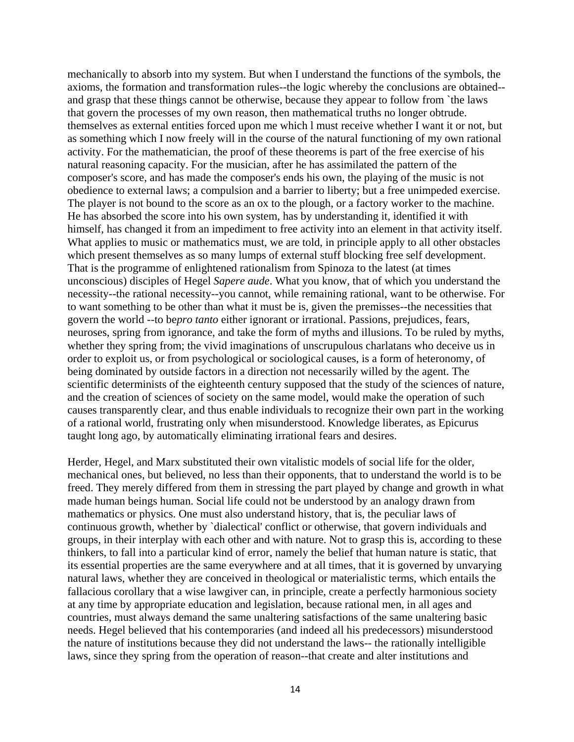mechanically to absorb into my system. But when I understand the functions of the symbols, the axioms, the formation and transformation rules--the logic whereby the conclusions are obtained--and grasp that these things cannot be otherwise, because they appear to follow from `the laws that govern the processes of my own reason, then mathematical truths no longer obtrude. themselves as external entities forced upon me which l must receive whether I want it or not, but as something which I now freely will in the course of the natural functioning of my own rational activity. For the mathematician, the proof of these theorems is part of the free exercise of his natural reasoning capacity. For the musician, after he has assimilated the pattern of the composer's score, and has made the composer's ends his own, the playing of the music is not obedience to external laws; a compulsion and a barrier to liberty; but a free unimpeded exercise. The player is not bound to the score as an ox to the plough, or a factory worker to the machine. He has absorbed the score into his own system, has by understanding it, identified it with himself, has changed it from an impediment to free activity into an element in that activity itself. What applies to music or mathematics must, we are told, in principle apply to all other obstacles which present themselves as so many lumps of external stuff blocking free self development. That is the programme of enlightened rationalism from Spinoza to the latest (at times unconscious) disciples of Hegel *Sapere aude*. What you know, that of which you understand the necessity--the rational necessity--you cannot, while remaining rational, want to be otherwise. For to want something to be other than what it must be is, given the premisses--the necessities that govern the world --to be*pro tanto* either ignorant or irrational. Passions, prejudices, fears, neuroses, spring from ignorance, and take the form of myths and illusions. To be ruled by myths, whether they spring from; the vivid imaginations of unscrupulous charlatans who deceive us in order to exploit us, or from psychological or sociological causes, is a form of heteronomy, of being dominated by outside factors in a direction not necessarily willed by the agent. The scientific determinists of the eighteenth century supposed that the study of the sciences of nature, and the creation of sciences of society on the same model, would make the operation of such causes transparently clear, and thus enable individuals to recognize their own part in the working of a rational world, frustrating only when misunderstood. Knowledge liberates, as Epicurus taught long ago, by automatically eliminating irrational fears and desires.

Herder, Hegel, and Marx substituted their own vitalistic models of social life for the older, mechanical ones, but believed, no less than their opponents, that to understand the world is to be freed. They merely differed from them in stressing the part played by change and growth in what made human beings human. Social life could not be understood by an analogy drawn from mathematics or physics. One must also understand history, that is, the peculiar laws of continuous growth, whether by `dialectical' conflict or otherwise, that govern individuals and groups, in their interplay with each other and with nature. Not to grasp this is, according to these thinkers, to fall into a particular kind of error, namely the belief that human nature is static, that its essential properties are the same everywhere and at all times, that it is governed by unvarying natural laws, whether they are conceived in theological or materialistic terms, which entails the fallacious corollary that a wise lawgiver can, in principle, create a perfectly harmonious society at any time by appropriate education and legislation, because rational men, in all ages and countries, must always demand the same unaltering satisfactions of the same unaltering basic needs. Hegel believed that his contemporaries (and indeed all his predecessors) misunderstood the nature of institutions because they did not understand the laws-- the rationally intelligible laws, since they spring from the operation of reason--that create and alter institutions and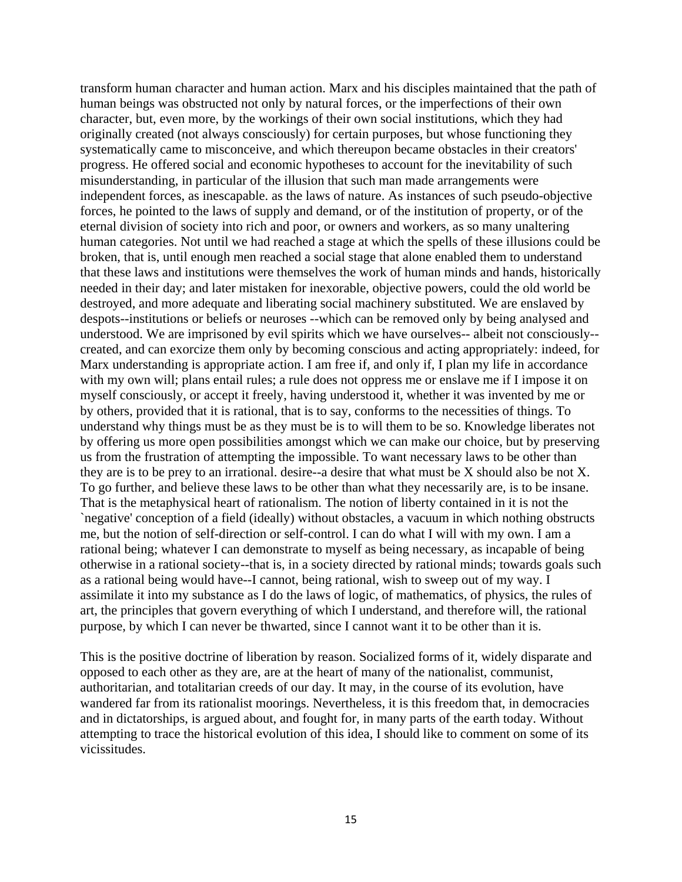transform human character and human action. Marx and his disciples maintained that the path of human beings was obstructed not only by natural forces, or the imperfections of their own character, but, even more, by the workings of their own social institutions, which they had originally created (not always consciously) for certain purposes, but whose functioning they systematically came to misconceive, and which thereupon became obstacles in their creators' progress. He offered social and economic hypotheses to account for the inevitability of such misunderstanding, in particular of the illusion that such man made arrangements were independent forces, as inescapable. as the laws of nature. As instances of such pseudo-objective forces, he pointed to the laws of supply and demand, or of the institution of property, or of the eternal division of society into rich and poor, or owners and workers, as so many unaltering human categories. Not until we had reached a stage at which the spells of these illusions could be broken, that is, until enough men reached a social stage that alone enabled them to understand that these laws and institutions were themselves the work of human minds and hands, historically needed in their day; and later mistaken for inexorable, objective powers, could the old world be destroyed, and more adequate and liberating social machinery substituted. We are enslaved by despots--institutions or beliefs or neuroses --which can be removed only by being analysed and understood. We are imprisoned by evil spirits which we have ourselves-- albeit not consciously--created, and can exorcize them only by becoming conscious and acting appropriately: indeed, for Marx understanding is appropriate action. I am free if, and only if, I plan my life in accordance with my own will; plans entail rules; a rule does not oppress me or enslave me if I impose it on myself consciously, or accept it freely, having understood it, whether it was invented by me or by others, provided that it is rational, that is to say, conforms to the necessities of things. To understand why things must be as they must be is to will them to be so. Knowledge liberates not by offering us more open possibilities amongst which we can make our choice, but by preserving us from the frustration of attempting the impossible. To want necessary laws to be other than they are is to be prey to an irrational. desire--a desire that what must be X should also be not X. To go further, and believe these laws to be other than what they necessarily are, is to be insane. That is the metaphysical heart of rationalism. The notion of liberty contained in it is not the `negative' conception of a field (ideally) without obstacles, a vacuum in which nothing obstructs me, but the notion of self-direction or self-control. I can do what I will with my own. I am a rational being; whatever I can demonstrate to myself as being necessary, as incapable of being otherwise in a rational society--that is, in a society directed by rational minds; towards goals such as a rational being would have--I cannot, being rational, wish to sweep out of my way. I assimilate it into my substance as I do the laws of logic, of mathematics, of physics, the rules of art, the principles that govern everything of which I understand, and therefore will, the rational purpose, by which I can never be thwarted, since I cannot want it to be other than it is.

This is the positive doctrine of liberation by reason. Socialized forms of it, widely disparate and opposed to each other as they are, are at the heart of many of the nationalist, communist, authoritarian, and totalitarian creeds of our day. It may, in the course of its evolution, have wandered far from its rationalist moorings. Nevertheless, it is this freedom that, in democracies and in dictatorships, is argued about, and fought for, in many parts of the earth today. Without attempting to trace the historical evolution of this idea, I should like to comment on some of its vicissitudes.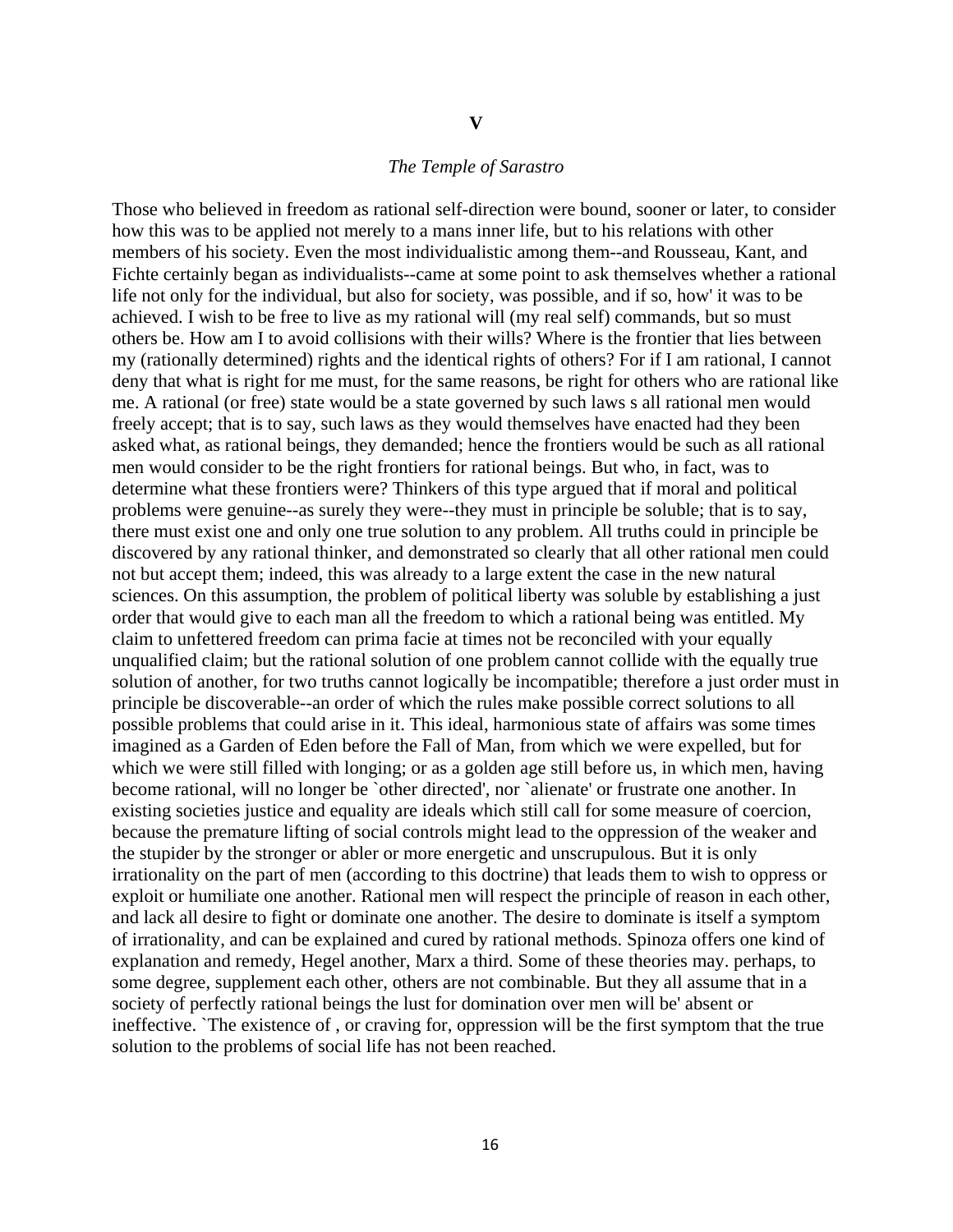## V

### *The Temple of Sarastro*

Those who believed in freedom as rational self-direction were bound, sooner or later, to consider how this was to be applied not merely to a mans inner life, but to his relations with other members of his society. Even the most individualistic among them--and Rousseau, Kant, and Fichte certainly began as individualists--came at some point to ask themselves whether a rational life not only for the individual, but also for society, was possible, and if so, how' it was to be achieved. I wish to be free to live as my rational will (my real self) commands, but so must others be. How am I to avoid collisions with their wills? Where is the frontier that lies between my (rationally determined) rights and the identical rights of others? For if I am rational, I cannot deny that what is right for me must, for the same reasons, be right for others who are rational like me. A rational (or free) state would be a state governed by such laws s all rational men would freely accept; that is to say, such laws as they would themselves have enacted had they been asked what, as rational beings, they demanded; hence the frontiers would be such as all rational men would consider to be the right frontiers for rational beings. But who, in fact, was to determine what these frontiers were? Thinkers of this type argued that if moral and political problems were genuine--as surely they were--they must in principle be soluble; that is to say, there must exist one and only one true solution to any problem. All truths could in principle be discovered by any rational thinker, and demonstrated so clearly that all other rational men could not but accept them; indeed, this was already to a large extent the case in the new natural sciences. On this assumption, the problem of political liberty was soluble by establishing a just order that would give to each man all the freedom to which a rational being was entitled. My claim to unfettered freedom can prima facie at times not be reconciled with your equally unqualified claim; but the rational solution of one problem cannot collide with the equally true solution of another, for two truths cannot logically be incompatible; therefore a just order must in principle be discoverable--an order of which the rules make possible correct solutions to all possible problems that could arise in it. This ideal, harmonious state of affairs was some times imagined as a Garden of Eden before the Fall of Man, from which we were expelled, but for which we were still filled with longing; or as a golden age still before us, in which men, having become rational, will no longer be `other directed', nor `alienate' or frustrate one another. In existing societies justice and equality are ideals which still call for some measure of coercion, because the premature lifting of social controls might lead to the oppression of the weaker and the stupider by the stronger or abler or more energetic and unscrupulous. But it is only irrationality on the part of men (according to this doctrine) that leads them to wish to oppress or exploit or humiliate one another. Rational men will respect the principle of reason in each other, and lack all desire to fight or dominate one another. The desire to dominate is itself a symptom of irrationality, and can be explained and cured by rational methods. Spinoza offers one kind of explanation and remedy, Hegel another, Marx a third. Some of these theories may. perhaps, to some degree, supplement each other, others are not combinable. But they all assume that in a society of perfectly rational beings the lust for domination over men will be' absent or ineffective. `The existence of , or craving for, oppression will be the first symptom that the true solution to the problems of social life has not been reached.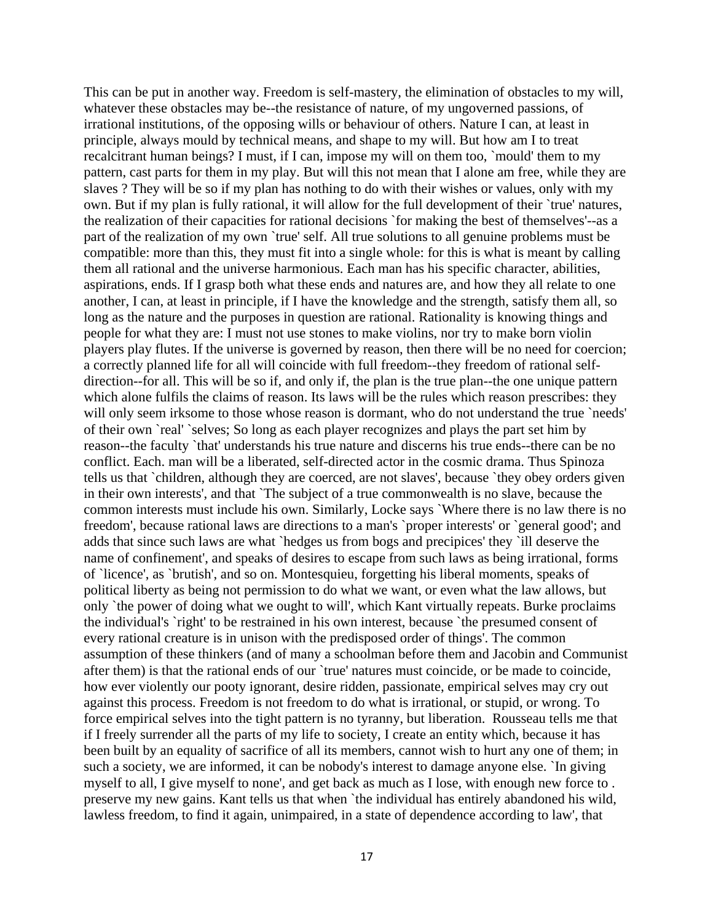This can be put in another way. Freedom is self-mastery, the elimination of obstacles to my will, whatever these obstacles may be--the resistance of nature, of my ungoverned passions, of irrational institutions, of the opposing wills or behaviour of others. Nature I can, at least in principle, always mould by technical means, and shape to my will. But how am I to treat recalcitrant human beings? I must, if I can, impose my will on them too, `mould' them to my pattern, cast parts for them in my play. But will this not mean that I alone am free, while they are slaves ? They will be so if my plan has nothing to do with their wishes or values, only with my own. But if my plan is fully rational, it will allow for the full development of their `true' natures, the realization of their capacities for rational decisions `for making the best of themselves'--as a part of the realization of my own `true' self. All true solutions to all genuine problems must be compatible: more than this, they must fit into a single whole: for this is what is meant by calling them all rational and the universe harmonious. Each man has his specific character, abilities, aspirations, ends. If I grasp both what these ends and natures are, and how they all relate to one another, I can, at least in principle, if I have the knowledge and the strength, satisfy them all, so long as the nature and the purposes in question are rational. Rationality is knowing things and people for what they are: I must not use stones to make violins, nor try to make born violin players play flutes. If the universe is governed by reason, then there will be no need for coercion; a correctly planned life for all will coincide with full freedom--they freedom of rational self-direction--for all. This will be so if, and only if, the plan is the true plan--the one unique pattern which alone fulfils the claims of reason. Its laws will be the rules which reason prescribes: they will only seem irksome to those whose reason is dormant, who do not understand the true `needs' of their own `real' `selves; So long as each player recognizes and plays the part set him by reason--the faculty `that' understands his true nature and discerns his true ends--there can be no conflict. Each. man will be a liberated, self-directed actor in the cosmic drama. Thus Spinoza tells us that `children, although they are coerced, are not slaves', because `they obey orders given in their own interests', and that `The subject of a true commonwealth is no slave, because the common interests must include his own. Similarly, Locke says `Where there is no law there is no freedom', because rational laws are directions to a man's `proper interests' or `general good'; and adds that since such laws are what `hedges us from bogs and precipices' they `ill deserve the name of confinement', and speaks of desires to escape from such laws as being irrational, forms of `licence', as `brutish', and so on. Montesquieu, forgetting his liberal moments, speaks of political liberty as being not permission to do what we want, or even what the law allows, but only `the power of doing what we ought to will', which Kant virtually repeats. Burke proclaims the individual's `right' to be restrained in his own interest, because `the presumed consent of every rational creature is in unison with the predisposed order of things'. The common assumption of these thinkers (and of many a schoolman before them and Jacobin and Communist after them) is that the rational ends of our `true' natures must coincide, or be made to coincide, how ever violently our pooty ignorant, desire ridden, passionate, empirical selves may cry out against this process. Freedom is not freedom to do what is irrational, or stupid, or wrong. To force empirical selves into the tight pattern is no tyranny, but liberation. Rousseau tells me that if I freely surrender all the parts of my life to society, I create an entity which, because it has been built by an equality of sacrifice of all its members, cannot wish to hurt any one of them; in such a society, we are informed, it can be nobody's interest to damage anyone else. `In giving myself to all, I give myself to none', and get back as much as I lose, with enough new force to . preserve my new gains. Kant tells us that when `the individual has entirely abandoned his wild, lawless freedom, to find it again, unimpaired, in a state of dependence according to law', that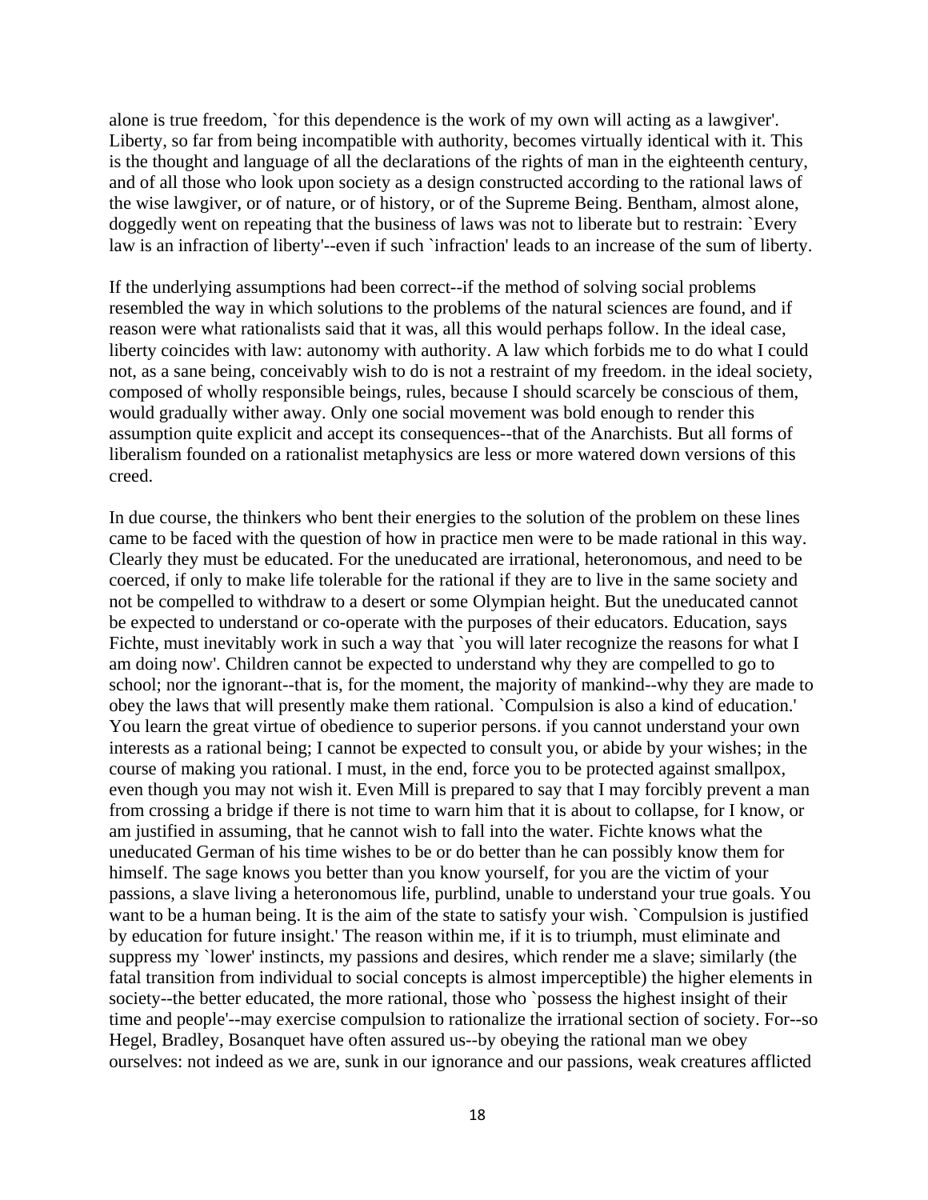alone is true freedom, `for this dependence is the work of my own will acting as a lawgiver'. Liberty, so far from being incompatible with authority, becomes virtually identical with it. This is the thought and language of all the declarations of the rights of man in the eighteenth century, and of all those who look upon society as a design constructed according to the rational laws of the wise lawgiver, or of nature, or of history, or of the Supreme Being. Bentham, almost alone, doggedly went on repeating that the business of laws was not to liberate but to restrain: `Every law is an infraction of liberty'--even if such `infraction' leads to an increase of the sum of liberty.

If the underlying assumptions had been correct--if the method of solving social problems resembled the way in which solutions to the problems of the natural sciences are found, and if reason were what rationalists said that it was, all this would perhaps follow. In the ideal case, liberty coincides with law: autonomy with authority. A law which forbids me to do what I could not, as a sane being, conceivably wish to do is not a restraint of my freedom. in the ideal society, composed of wholly responsible beings, rules, because I should scarcely be conscious of them, would gradually wither away. Only one social movement was bold enough to render this assumption quite explicit and accept its consequences--that of the Anarchists. But all forms of liberalism founded on a rationalist metaphysics are less or more watered down versions of this creed.

In due course, the thinkers who bent their energies to the solution of the problem on these lines came to be faced with the question of how in practice men were to be made rational in this way. Clearly they must be educated. For the uneducated are irrational, heteronomous, and need to be coerced, if only to make life tolerable for the rational if they are to live in the same society and not be compelled to withdraw to a desert or some Olympian height. But the uneducated cannot be expected to understand or co-operate with the purposes of their educators. Education, says Fichte, must inevitably work in such a way that `you will later recognize the reasons for what I am doing now'. Children cannot be expected to understand why they are compelled to go to school; nor the ignorant--that is, for the moment, the majority of mankind--why they are made to obey the laws that will presently make them rational. `Compulsion is also a kind of education.' You learn the great virtue of obedience to superior persons. if you cannot understand your own interests as a rational being; I cannot be expected to consult you, or abide by your wishes; in the course of making you rational. I must, in the end, force you to be protected against smallpox, even though you may not wish it. Even Mill is prepared to say that I may forcibly prevent a man from crossing a bridge if there is not time to warn him that it is about to collapse, for I know, or am justified in assuming, that he cannot wish to fall into the water. Fichte knows what the uneducated German of his time wishes to be or do better than he can possibly know them for himself. The sage knows you better than you know yourself, for you are the victim of your passions, a slave living a heteronomous life, purblind, unable to understand your true goals. You want to be a human being. It is the aim of the state to satisfy your wish. `Compulsion is justified by education for future insight.' The reason within me, if it is to triumph, must eliminate and suppress my `lower' instincts, my passions and desires, which render me a slave; similarly (the fatal transition from individual to social concepts is almost imperceptible) the higher elements in society--the better educated, the more rational, those who `possess the highest insight of their time and people'--may exercise compulsion to rationalize the irrational section of society. For--so Hegel, Bradley, Bosanquet have often assured us--by obeying the rational man we obey ourselves: not indeed as we are, sunk in our ignorance and our passions, weak creatures afflicted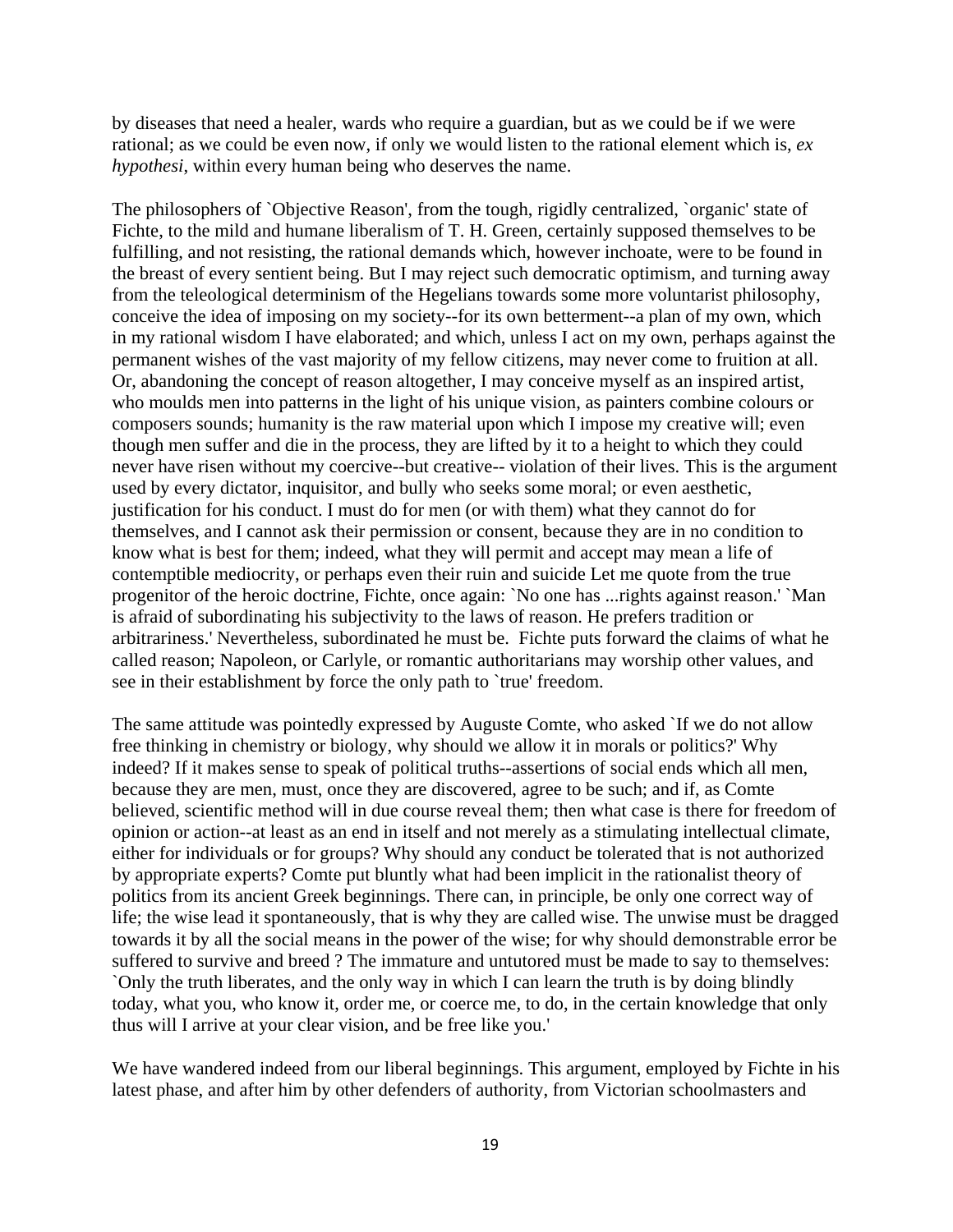by diseases that need a healer, wards who require a guardian, but as we could be if we were rational; as we could be even now, if only we would listen to the rational element which is, *ex hypothesi*, within every human being who deserves the name.

The philosophers of `Objective Reason', from the tough, rigidly centralized, `organic' state of Fichte, to the mild and humane liberalism of T. H. Green, certainly supposed themselves to be fulfilling, and not resisting, the rational demands which, however inchoate, were to be found in the breast of every sentient being. But I may reject such democratic optimism, and turning away from the teleological determinism of the Hegelians towards some more voluntarist philosophy, conceive the idea of imposing on my society--for its own betterment--a plan of my own, which in my rational wisdom I have elaborated; and which, unless I act on my own, perhaps against the permanent wishes of the vast majority of my fellow citizens, may never come to fruition at all. Or, abandoning the concept of reason altogether, I may conceive myself as an inspired artist, who moulds men into patterns in the light of his unique vision, as painters combine colours or composers sounds; humanity is the raw material upon which I impose my creative will; even though men suffer and die in the process, they are lifted by it to a height to which they could never have risen without my coercive--but creative-- violation of their lives. This is the argument used by every dictator, inquisitor, and bully who seeks some moral; or even aesthetic, justification for his conduct. I must do for men (or with them) what they cannot do for themselves, and I cannot ask their permission or consent, because they are in no condition to know what is best for them; indeed, what they will permit and accept may mean a life of contemptible mediocrity, or perhaps even their ruin and suicide Let me quote from the true progenitor of the heroic doctrine, Fichte, once again: `No one has ...rights against reason.' `Man is afraid of subordinating his subjectivity to the laws of reason. He prefers tradition or arbitrariness.' Nevertheless, subordinated he must be. Fichte puts forward the claims of what he called reason; Napoleon, or Carlyle, or romantic authoritarians may worship other values, and see in their establishment by force the only path to `true' freedom.

The same attitude was pointedly expressed by Auguste Comte, who asked `If we do not allow free thinking in chemistry or biology, why should we allow it in morals or politics?' Why indeed? If it makes sense to speak of political truths--assertions of social ends which all men, because they are men, must, once they are discovered, agree to be such; and if, as Comte believed, scientific method will in due course reveal them; then what case is there for freedom of opinion or action--at least as an end in itself and not merely as a stimulating intellectual climate, either for individuals or for groups? Why should any conduct be tolerated that is not authorized by appropriate experts? Comte put bluntly what had been implicit in the rationalist theory of politics from its ancient Greek beginnings. There can, in principle, be only one correct way of life; the wise lead it spontaneously, that is why they are called wise. The unwise must be dragged towards it by all the social means in the power of the wise; for why should demonstrable error be suffered to survive and breed ? The immature and untutored must be made to say to themselves: `Only the truth liberates, and the only way in which I can learn the truth is by doing blindly today, what you, who know it, order me, or coerce me, to do, in the certain knowledge that only thus will I arrive at your clear vision, and be free like you.'

We have wandered indeed from our liberal beginnings. This argument, employed by Fichte in his latest phase, and after him by other defenders of authority, from Victorian schoolmasters and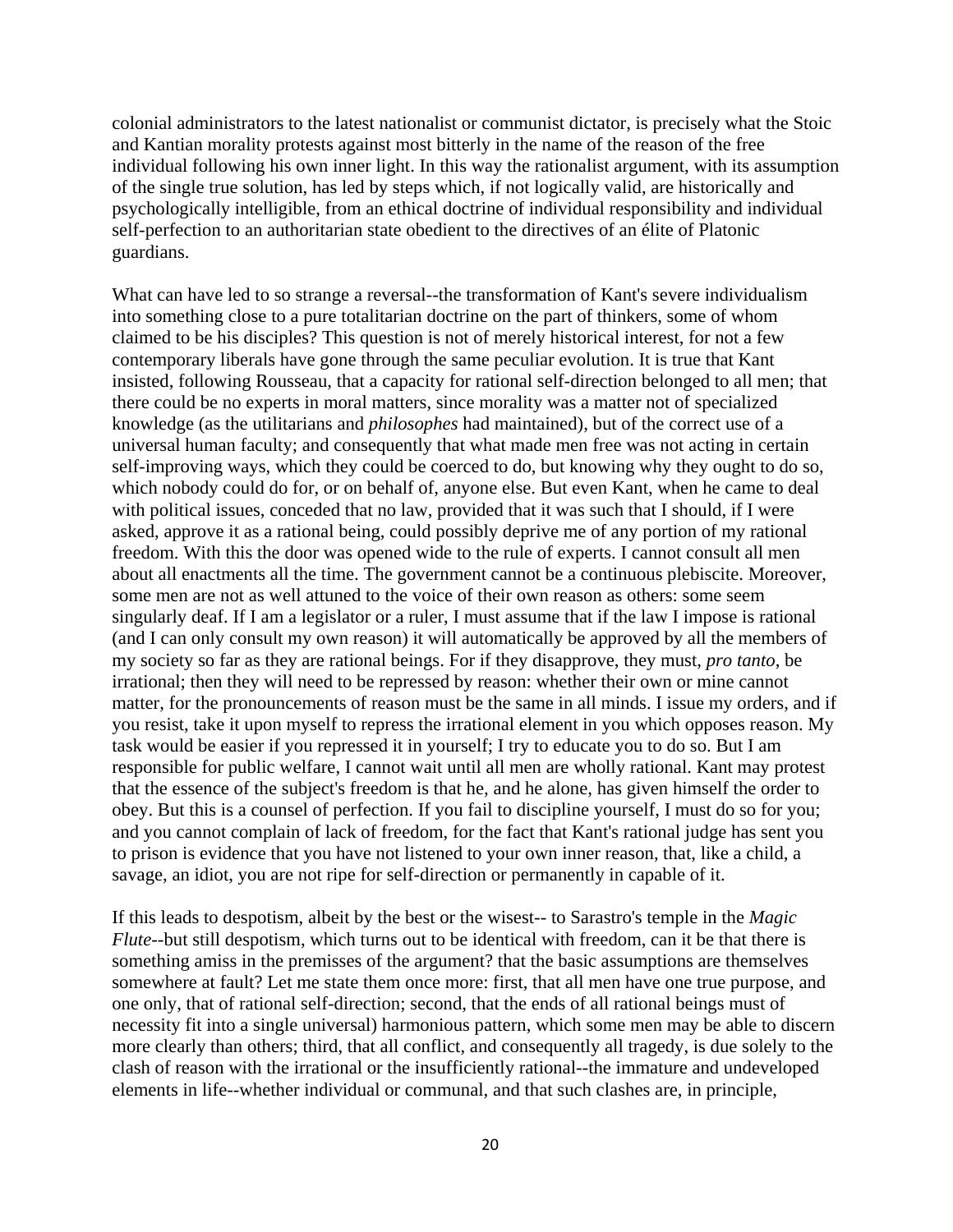colonial administrators to the latest nationalist or communist dictator, is precisely what the Stoic and Kantian morality protests against most bitterly in the name of the reason of the free individual following his own inner light. In this way the rationalist argument, with its assumption of the single true solution, has led by steps which, if not logically valid, are historically and psychologically intelligible, from an ethical doctrine of individual responsibility and individual self-perfection to an authoritarian state obedient to the directives of an élite of Platonic guardians.

What can have led to so strange a reversal--the transformation of Kant's severe individualism into something close to a pure totalitarian doctrine on the part of thinkers, some of whom claimed to be his disciples? This question is not of merely historical interest, for not a few contemporary liberals have gone through the same peculiar evolution. It is true that Kant insisted, following Rousseau, that a capacity for rational self-direction belonged to all men; that there could be no experts in moral matters, since morality was a matter not of specialized knowledge (as the utilitarians and *philosophes* had maintained), but of the correct use of a universal human faculty; and consequently that what made men free was not acting in certain self-improving ways, which they could be coerced to do, but knowing why they ought to do so, which nobody could do for, or on behalf of, anyone else. But even Kant, when he came to deal with political issues, conceded that no law, provided that it was such that I should, if I were asked, approve it as a rational being, could possibly deprive me of any portion of my rational freedom. With this the door was opened wide to the rule of experts. I cannot consult all men about all enactments all the time. The government cannot be a continuous plebiscite. Moreover, some men are not as well attuned to the voice of their own reason as others: some seem singularly deaf. If I am a legislator or a ruler, I must assume that if the law I impose is rational (and I can only consult my own reason) it will automatically be approved by all the members of my society so far as they are rational beings. For if they disapprove, they must, *pro tanto*, be irrational; then they will need to be repressed by reason: whether their own or mine cannot matter, for the pronouncements of reason must be the same in all minds. I issue my orders, and if you resist, take it upon myself to repress the irrational element in you which opposes reason. My task would be easier if you repressed it in yourself; I try to educate you to do so. But I am responsible for public welfare, I cannot wait until all men are wholly rational. Kant may protest that the essence of the subject's freedom is that he, and he alone, has given himself the order to obey. But this is a counsel of perfection. If you fail to discipline yourself, I must do so for you; and you cannot complain of lack of freedom, for the fact that Kant's rational judge has sent you to prison is evidence that you have not listened to your own inner reason, that, like a child, a savage, an idiot, you are not ripe for self-direction or permanently in capable of it.

If this leads to despotism, albeit by the best or the wisest-- to Sarastro's temple in the *Magic Flute*--but still despotism, which turns out to be identical with freedom, can it be that there is something amiss in the premisses of the argument? that the basic assumptions are themselves somewhere at fault? Let me state them once more: first, that all men have one true purpose, and one only, that of rational self-direction; second, that the ends of all rational beings must of necessity fit into a single universal) harmonious pattern, which some men may be able to discern more clearly than others; third, that all conflict, and consequently all tragedy, is due solely to the clash of reason with the irrational or the insufficiently rational--the immature and undeveloped elements in life--whether individual or communal, and that such clashes are, in principle,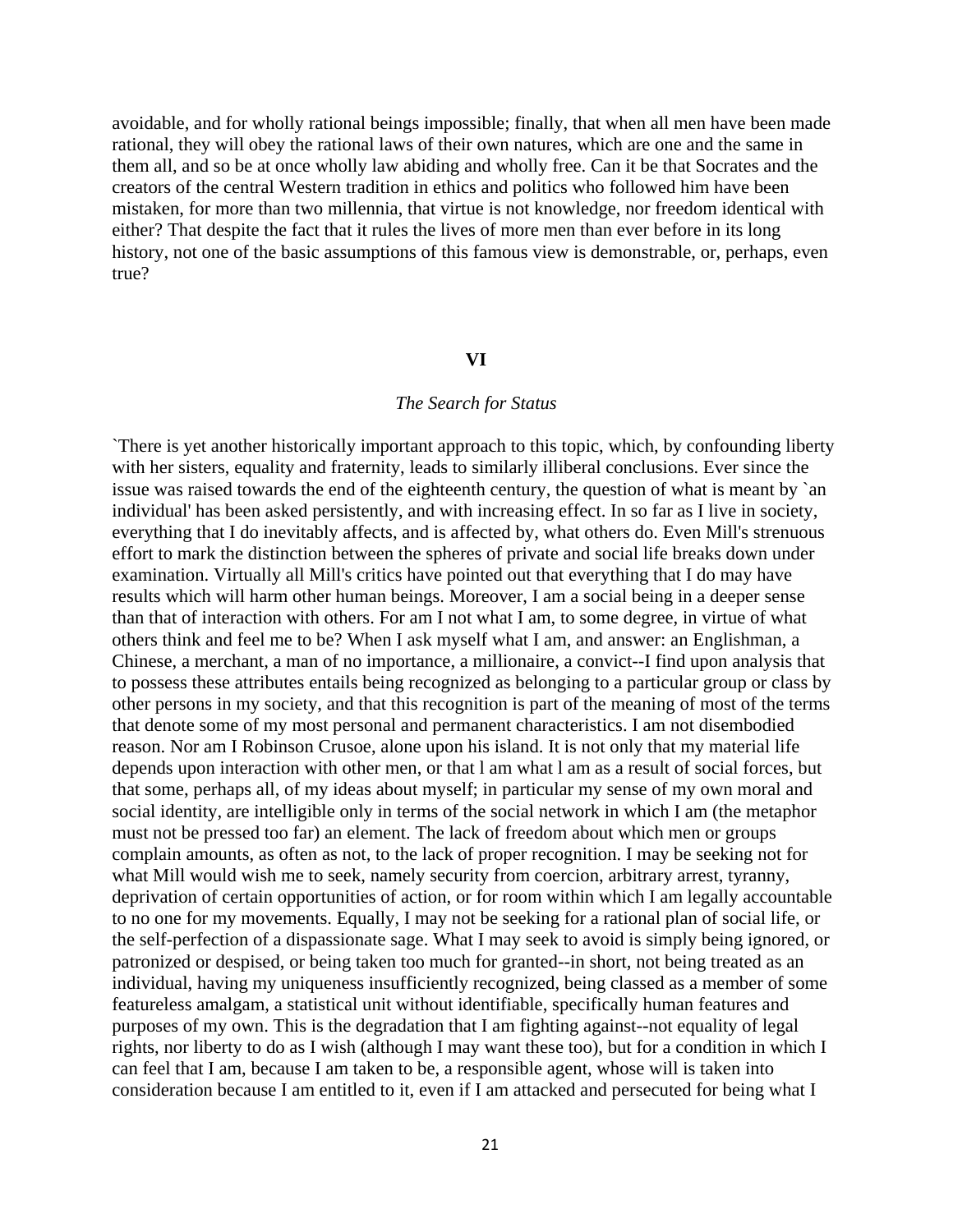avoidable, and for wholly rational beings impossible; finally, that when all men have been made rational, they will obey the rational laws of their own natures, which are one and the same in them all, and so be at once wholly law abiding and wholly free. Can it be that Socrates and the creators of the central Western tradition in ethics and politics who followed him have been mistaken, for more than two millennia, that virtue is not knowledge, nor freedom identical with either? That despite the fact that it rules the lives of more men than ever before in its long history, not one of the basic assumptions of this famous view is demonstrable, or, perhaps, even true?

## VI

### *The Search for Status*

`There is yet another historically important approach to this topic, which, by confounding liberty with her sisters, equality and fraternity, leads to similarly illiberal conclusions. Ever since the issue was raised towards the end of the eighteenth century, the question of what is meant by `an individual' has been asked persistently, and with increasing effect. In so far as I live in society, everything that I do inevitably affects, and is affected by, what others do. Even Mill's strenuous effort to mark the distinction between the spheres of private and social life breaks down under examination. Virtually all Mill's critics have pointed out that everything that I do may have results which will harm other human beings. Moreover, I am a social being in a deeper sense than that of interaction with others. For am I not what I am, to some degree, in virtue of what others think and feel me to be? When I ask myself what I am, and answer: an Englishman, a Chinese, a merchant, a man of no importance, a millionaire, a convict--I find upon analysis that to possess these attributes entails being recognized as belonging to a particular group or class by other persons in my society, and that this recognition is part of the meaning of most of the terms that denote some of my most personal and permanent characteristics. I am not disembodied reason. Nor am I Robinson Crusoe, alone upon his island. It is not only that my material life depends upon interaction with other men, or that l am what l am as a result of social forces, but that some, perhaps all, of my ideas about myself; in particular my sense of my own moral and social identity, are intelligible only in terms of the social network in which I am (the metaphor must not be pressed too far) an element. The lack of freedom about which men or groups complain amounts, as often as not, to the lack of proper recognition. I may be seeking not for what Mill would wish me to seek, namely security from coercion, arbitrary arrest, tyranny, deprivation of certain opportunities of action, or for room within which I am legally accountable to no one for my movements. Equally, I may not be seeking for a rational plan of social life, or the self-perfection of a dispassionate sage. What I may seek to avoid is simply being ignored, or patronized or despised, or being taken too much for granted--in short, not being treated as an individual, having my uniqueness insufficiently recognized, being classed as a member of some featureless amalgam, a statistical unit without identifiable, specifically human features and purposes of my own. This is the degradation that I am fighting against--not equality of legal rights, nor liberty to do as I wish (although I may want these too), but for a condition in which I can feel that I am, because I am taken to be, a responsible agent, whose will is taken into consideration because I am entitled to it, even if I am attacked and persecuted for being what I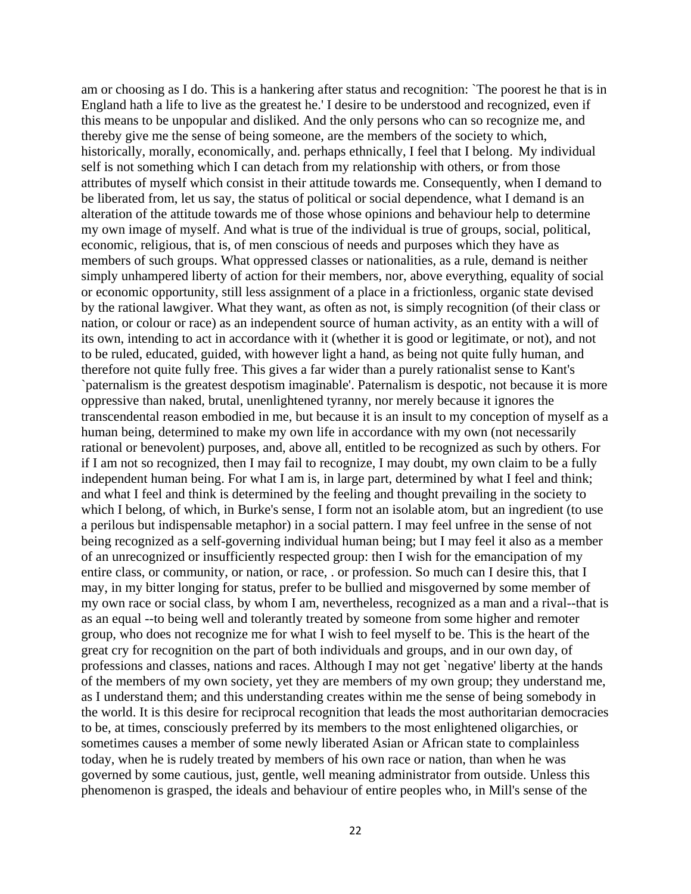am or choosing as I do. This is a hankering after status and recognition: `The poorest he that is in England hath a life to live as the greatest he.' I desire to be understood and recognized, even if this means to be unpopular and disliked. And the only persons who can so recognize me, and thereby give me the sense of being someone, are the members of the society to which, historically, morally, economically, and. perhaps ethnically, I feel that I belong. My individual self is not something which I can detach from my relationship with others, or from those attributes of myself which consist in their attitude towards me. Consequently, when I demand to be liberated from, let us say, the status of political or social dependence, what I demand is an alteration of the attitude towards me of those whose opinions and behaviour help to determine my own image of myself. And what is true of the individual is true of groups, social, political, economic, religious, that is, of men conscious of needs and purposes which they have as members of such groups. What oppressed classes or nationalities, as a rule, demand is neither simply unhampered liberty of action for their members, nor, above everything, equality of social or economic opportunity, still less assignment of a place in a frictionless, organic state devised by the rational lawgiver. What they want, as often as not, is simply recognition (of their class or nation, or colour or race) as an independent source of human activity, as an entity with a will of its own, intending to act in accordance with it (whether it is good or legitimate, or not), and not to be ruled, educated, guided, with however light a hand, as being not quite fully human, and therefore not quite fully free. This gives a far wider than a purely rationalist sense to Kant's `paternalism is the greatest despotism imaginable'. Paternalism is despotic, not because it is more oppressive than naked, brutal, unenlightened tyranny, nor merely because it ignores the transcendental reason embodied in me, but because it is an insult to my conception of myself as a human being, determined to make my own life in accordance with my own (not necessarily rational or benevolent) purposes, and, above all, entitled to be recognized as such by others. For if I am not so recognized, then I may fail to recognize, I may doubt, my own claim to be a fully independent human being. For what I am is, in large part, determined by what I feel and think; and what I feel and think is determined by the feeling and thought prevailing in the society to which I belong, of which, in Burke's sense, I form not an isolable atom, but an ingredient (to use a perilous but indispensable metaphor) in a social pattern. I may feel unfree in the sense of not being recognized as a self-governing individual human being; but I may feel it also as a member of an unrecognized or insufficiently respected group: then I wish for the emancipation of my entire class, or community, or nation, or race, . or profession. So much can I desire this, that I may, in my bitter longing for status, prefer to be bullied and misgoverned by some member of my own race or social class, by whom I am, nevertheless, recognized as a man and a rival--that is as an equal --to being well and tolerantly treated by someone from some higher and remoter group, who does not recognize me for what I wish to feel myself to be. This is the heart of the great cry for recognition on the part of both individuals and groups, and in our own day, of professions and classes, nations and races. Although I may not get `negative' liberty at the hands of the members of my own society, yet they are members of my own group; they understand me, as I understand them; and this understanding creates within me the sense of being somebody in the world. It is this desire for reciprocal recognition that leads the most authoritarian democracies to be, at times, consciously preferred by its members to the most enlightened oligarchies, or sometimes causes a member of some newly liberated Asian or African state to complainless today, when he is rudely treated by members of his own race or nation, than when he was governed by some cautious, just, gentle, well meaning administrator from outside. Unless this phenomenon is grasped, the ideals and behaviour of entire peoples who, in Mill's sense of the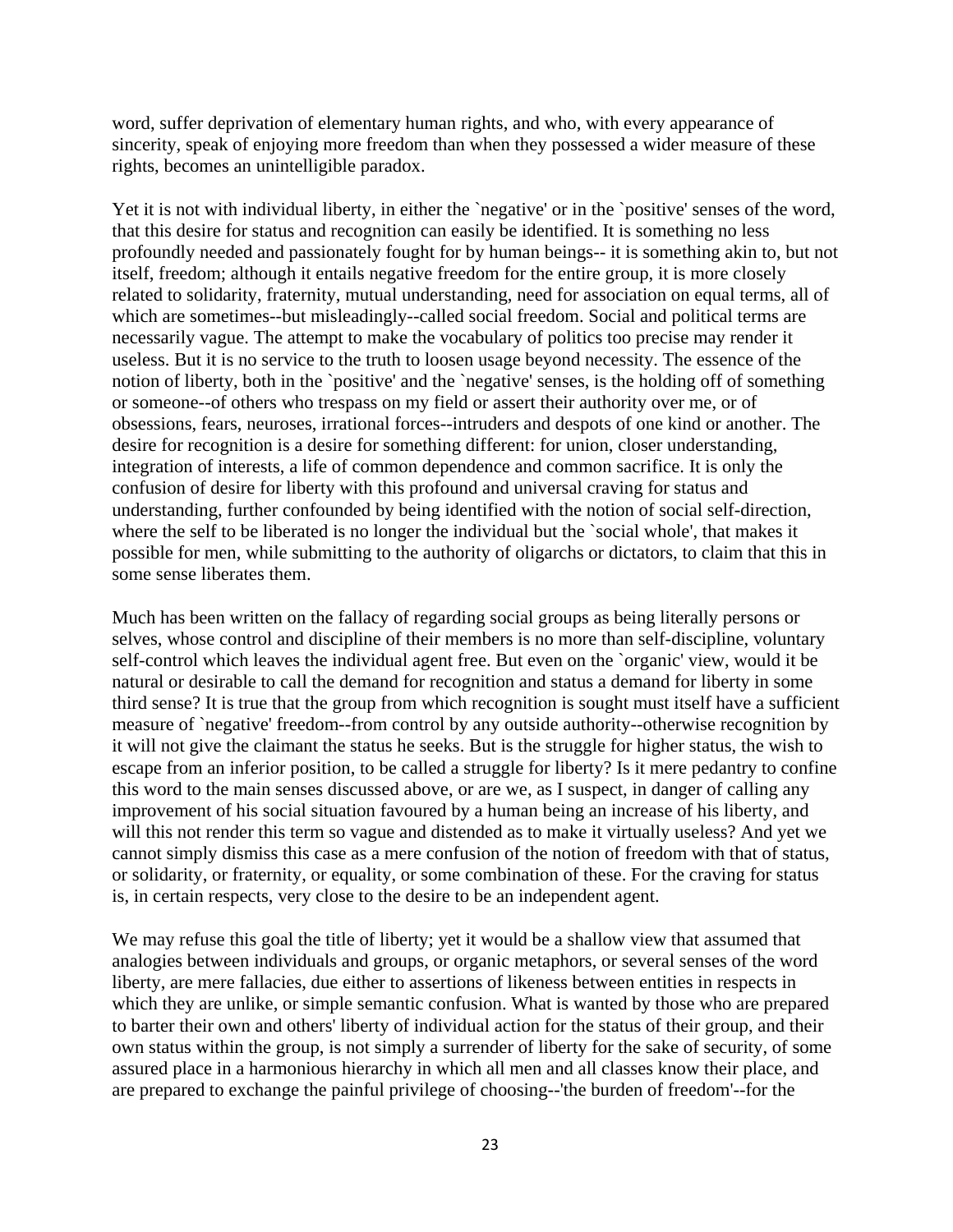word, suffer deprivation of elementary human rights, and who, with every appearance of sincerity, speak of enjoying more freedom than when they possessed a wider measure of these rights, becomes an unintelligible paradox.

Yet it is not with individual liberty, in either the `negative' or in the `positive' senses of the word, that this desire for status and recognition can easily be identified. It is something no less profoundly needed and passionately fought for by human beings-- it is something akin to, but not itself, freedom; although it entails negative freedom for the entire group, it is more closely related to solidarity, fraternity, mutual understanding, need for association on equal terms, all of which are sometimes--but misleadingly--called social freedom. Social and political terms are necessarily vague. The attempt to make the vocabulary of politics too precise may render it useless. But it is no service to the truth to loosen usage beyond necessity. The essence of the notion of liberty, both in the `positive' and the `negative' senses, is the holding off of something or someone--of others who trespass on my field or assert their authority over me, or of obsessions, fears, neuroses, irrational forces--intruders and despots of one kind or another. The desire for recognition is a desire for something different: for union, closer understanding, integration of interests, a life of common dependence and common sacrifice. It is only the confusion of desire for liberty with this profound and universal craving for status and understanding, further confounded by being identified with the notion of social self-direction, where the self to be liberated is no longer the individual but the `social whole', that makes it possible for men, while submitting to the authority of oligarchs or dictators, to claim that this in some sense liberates them.

Much has been written on the fallacy of regarding social groups as being literally persons or selves, whose control and discipline of their members is no more than self-discipline, voluntary self-control which leaves the individual agent free. But even on the `organic' view, would it be natural or desirable to call the demand for recognition and status a demand for liberty in some third sense? It is true that the group from which recognition is sought must itself have a sufficient measure of `negative' freedom--from control by any outside authority--otherwise recognition by it will not give the claimant the status he seeks. But is the struggle for higher status, the wish to escape from an inferior position, to be called a struggle for liberty? Is it mere pedantry to confine this word to the main senses discussed above, or are we, as I suspect, in danger of calling any improvement of his social situation favoured by a human being an increase of his liberty, and will this not render this term so vague and distended as to make it virtually useless? And yet we cannot simply dismiss this case as a mere confusion of the notion of freedom with that of status, or solidarity, or fraternity, or equality, or some combination of these. For the craving for status is, in certain respects, very close to the desire to be an independent agent.

We may refuse this goal the title of liberty; yet it would be a shallow view that assumed that analogies between individuals and groups, or organic metaphors, or several senses of the word liberty, are mere fallacies, due either to assertions of likeness between entities in respects in which they are unlike, or simple semantic confusion. What is wanted by those who are prepared to barter their own and others' liberty of individual action for the status of their group, and their own status within the group, is not simply a surrender of liberty for the sake of security, of some assured place in a harmonious hierarchy in which all men and all classes know their place, and are prepared to exchange the painful privilege of choosing--'the burden of freedom'--for the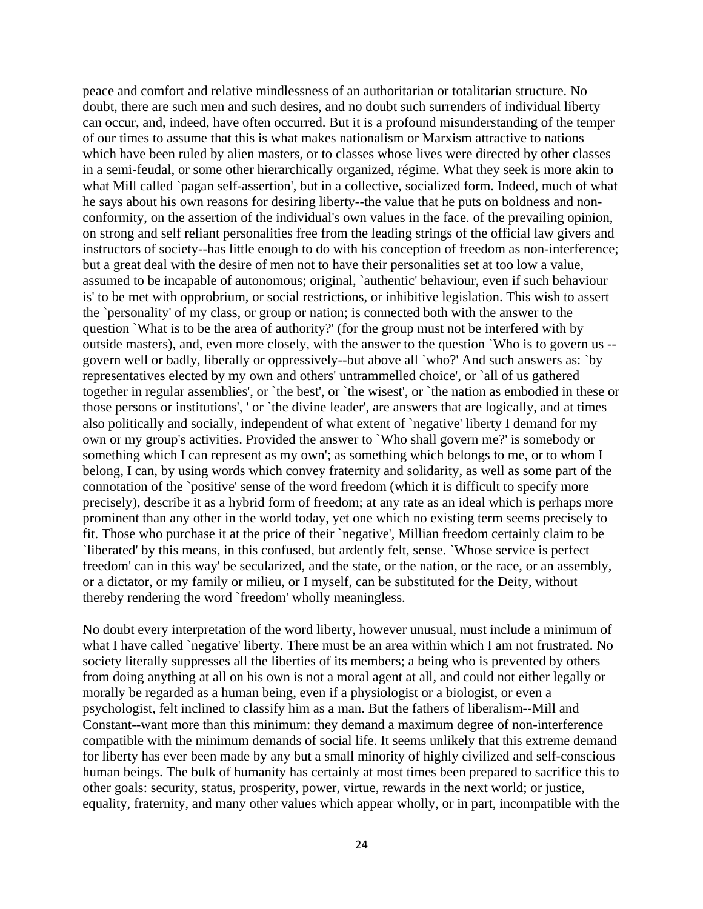peace and comfort and relative mindlessness of an authoritarian or totalitarian structure. No doubt, there are such men and such desires, and no doubt such surrenders of individual liberty can occur, and, indeed, have often occurred. But it is a profound misunderstanding of the temper of our times to assume that this is what makes nationalism or Marxism attractive to nations which have been ruled by alien masters, or to classes whose lives were directed by other classes in a semi-feudal, or some other hierarchically organized, régime. What they seek is more akin to what Mill called `pagan self-assertion', but in a collective, socialized form. Indeed, much of what he says about his own reasons for desiring liberty--the value that he puts on boldness and non-conformity, on the assertion of the individual's own values in the face. of the prevailing opinion, on strong and self reliant personalities free from the leading strings of the official law givers and instructors of society--has little enough to do with his conception of freedom as non-interference; but a great deal with the desire of men not to have their personalities set at too low a value, assumed to be incapable of autonomous; original, `authentic' behaviour, even if such behaviour is' to be met with opprobrium, or social restrictions, or inhibitive legislation. This wish to assert the `personality' of my class, or group or nation; is connected both with the answer to the question `What is to be the area of authority?' (for the group must not be interfered with by outside masters), and, even more closely, with the answer to the question `Who is to govern us -- govern well or badly, liberally or oppressively--but above all `who?' And such answers as: `by representatives elected by my own and others' untrammelled choice', or `all of us gathered together in regular assemblies', or `the best', or `the wisest', or `the nation as embodied in these or those persons or institutions', ' or `the divine leader', are answers that are logically, and at times also politically and socially, independent of what extent of `negative' liberty I demand for my own or my group's activities. Provided the answer to `Who shall govern me?' is somebody or something which I can represent as my own'; as something which belongs to me, or to whom I belong, I can, by using words which convey fraternity and solidarity, as well as some part of the connotation of the `positive' sense of the word freedom (which it is difficult to specify more precisely), describe it as a hybrid form of freedom; at any rate as an ideal which is perhaps more prominent than any other in the world today, yet one which no existing term seems precisely to fit. Those who purchase it at the price of their `negative', Millian freedom certainly claim to be `liberated' by this means, in this confused, but ardently felt, sense. `Whose service is perfect freedom' can in this way' be secularized, and the state, or the nation, or the race, or an assembly, or a dictator, or my family or milieu, or I myself, can be substituted for the Deity, without thereby rendering the word `freedom' wholly meaningless.

No doubt every interpretation of the word liberty, however unusual, must include a minimum of what I have called `negative' liberty. There must be an area within which I am not frustrated. No society literally suppresses all the liberties of its members; a being who is prevented by others from doing anything at all on his own is not a moral agent at all, and could not either legally or morally be regarded as a human being, even if a physiologist or a biologist, or even a psychologist, felt inclined to classify him as a man. But the fathers of liberalism--Mill and Constant--want more than this minimum: they demand a maximum degree of non-interference compatible with the minimum demands of social life. It seems unlikely that this extreme demand for liberty has ever been made by any but a small minority of highly civilized and self-conscious human beings. The bulk of humanity has certainly at most times been prepared to sacrifice this to other goals: security, status, prosperity, power, virtue, rewards in the next world; or justice, equality, fraternity, and many other values which appear wholly, or in part, incompatible with the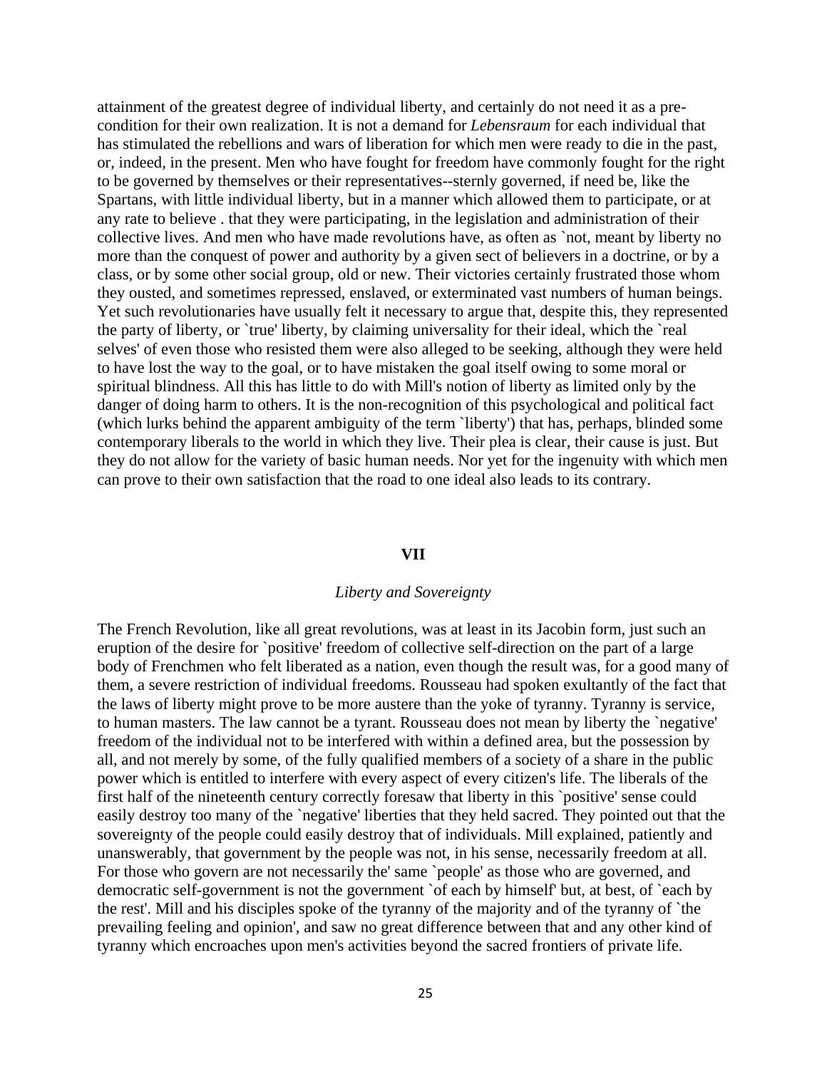attainment of the greatest degree of individual liberty, and certainly do not need it as a pre-condition for their own realization. It is not a demand for *Lebensraum* for each individual that has stimulated the rebellions and wars of liberation for which men were ready to die in the past, or, indeed, in the present. Men who have fought for freedom have commonly fought for the right to be governed by themselves or their representatives--sternly governed, if need be, like the Spartans, with little individual liberty, but in a manner which allowed them to participate, or at any rate to believe . that they were participating, in the legislation and administration of their collective lives. And men who have made revolutions have, as often as `not, meant by liberty no more than the conquest of power and authority by a given sect of believers in a doctrine, or by a class, or by some other social group, old or new. Their victories certainly frustrated those whom they ousted, and sometimes repressed, enslaved, or exterminated vast numbers of human beings. Yet such revolutionaries have usually felt it necessary to argue that, despite this, they represented the party of liberty, or `true' liberty, by claiming universality for their ideal, which the `real selves' of even those who resisted them were also alleged to be seeking, although they were held to have lost the way to the goal, or to have mistaken the goal itself owing to some moral or spiritual blindness. All this has little to do with Mill's notion of liberty as limited only by the danger of doing harm to others. It is the non-recognition of this psychological and political fact (which lurks behind the apparent ambiguity of the term `liberty') that has, perhaps, blinded some contemporary liberals to the world in which they live. Their plea is clear, their cause is just. But they do not allow for the variety of basic human needs. Nor yet for the ingenuity with which men can prove to their own satisfaction that the road to one ideal also leads to its contrary.

## VII

### *Liberty and Sovereignty*

The French Revolution, like all great revolutions, was at least in its Jacobin form, just such an eruption of the desire for `positive' freedom of collective self-direction on the part of a large body of Frenchmen who felt liberated as a nation, even though the result was, for a good many of them, a severe restriction of individual freedoms. Rousseau had spoken exultantly of the fact that the laws of liberty might prove to be more austere than the yoke of tyranny. Tyranny is service, to human masters. The law cannot be a tyrant. Rousseau does not mean by liberty the `negative' freedom of the individual not to be interfered with within a defined area, but the possession by all, and not merely by some, of the fully qualified members of a society of a share in the public power which is entitled to interfere with every aspect of every citizen's life. The liberals of the first half of the nineteenth century correctly foresaw that liberty in this `positive' sense could easily destroy too many of the `negative' liberties that they held sacred. They pointed out that the sovereignty of the people could easily destroy that of individuals. Mill explained, patiently and unanswerably, that government by the people was not, in his sense, necessarily freedom at all. For those who govern are not necessarily the' same `people' as those who are governed, and democratic self-government is not the government `of each by himself' but, at best, of `each by the rest'. Mill and his disciples spoke of the tyranny of the majority and of the tyranny of `the prevailing feeling and opinion', and saw no great difference between that and any other kind of tyranny which encroaches upon men's activities beyond the sacred frontiers of private life.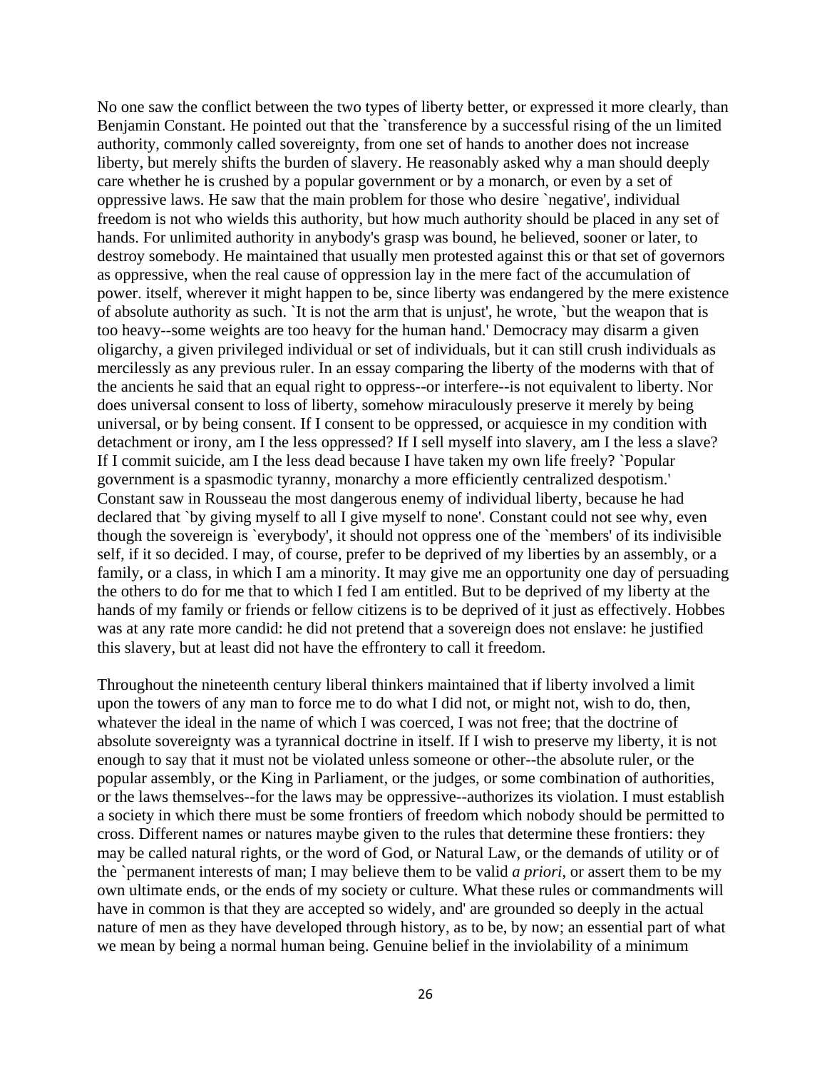No one saw the conflict between the two types of liberty better, or expressed it more clearly, than Benjamin Constant. He pointed out that the `transference by a successful rising of the un limited authority, commonly called sovereignty, from one set of hands to another does not increase liberty, but merely shifts the burden of slavery. He reasonably asked why a man should deeply care whether he is crushed by a popular government or by a monarch, or even by a set of oppressive laws. He saw that the main problem for those who desire `negative', individual freedom is not who wields this authority, but how much authority should be placed in any set of hands. For unlimited authority in anybody's grasp was bound, he believed, sooner or later, to destroy somebody. He maintained that usually men protested against this or that set of governors as oppressive, when the real cause of oppression lay in the mere fact of the accumulation of power. itself, wherever it might happen to be, since liberty was endangered by the mere existence of absolute authority as such. `It is not the arm that is unjust', he wrote, `but the weapon that is too heavy--some weights are too heavy for the human hand.' Democracy may disarm a given oligarchy, a given privileged individual or set of individuals, but it can still crush individuals as mercilessly as any previous ruler. In an essay comparing the liberty of the moderns with that of the ancients he said that an equal right to oppress--or interfere--is not equivalent to liberty. Nor does universal consent to loss of liberty, somehow miraculously preserve it merely by being universal, or by being consent. If I consent to be oppressed, or acquiesce in my condition with detachment or irony, am I the less oppressed? If I sell myself into slavery, am I the less a slave? If I commit suicide, am I the less dead because I have taken my own life freely? `Popular government is a spasmodic tyranny, monarchy a more efficiently centralized despotism.' Constant saw in Rousseau the most dangerous enemy of individual liberty, because he had declared that `by giving myself to all I give myself to none'. Constant could not see why, even though the sovereign is `everybody', it should not oppress one of the `members' of its indivisible self, if it so decided. I may, of course, prefer to be deprived of my liberties by an assembly, or a family, or a class, in which I am a minority. It may give me an opportunity one day of persuading the others to do for me that to which I fed I am entitled. But to be deprived of my liberty at the hands of my family or friends or fellow citizens is to be deprived of it just as effectively. Hobbes was at any rate more candid: he did not pretend that a sovereign does not enslave: he justified this slavery, but at least did not have the effrontery to call it freedom.

Throughout the nineteenth century liberal thinkers maintained that if liberty involved a limit upon the towers of any man to force me to do what I did not, or might not, wish to do, then, whatever the ideal in the name of which I was coerced, I was not free; that the doctrine of absolute sovereignty was a tyrannical doctrine in itself. If I wish to preserve my liberty, it is not enough to say that it must not be violated unless someone or other--the absolute ruler, or the popular assembly, or the King in Parliament, or the judges, or some combination of authorities, or the laws themselves--for the laws may be oppressive--authorizes its violation. I must establish a society in which there must be some frontiers of freedom which nobody should be permitted to cross. Different names or natures maybe given to the rules that determine these frontiers: they may be called natural rights, or the word of God, or Natural Law, or the demands of utility or of the `permanent interests of man; I may believe them to be valid *a priori*, or assert them to be my own ultimate ends, or the ends of my society or culture. What these rules or commandments will have in common is that they are accepted so widely, and' are grounded so deeply in the actual nature of men as they have developed through history, as to be, by now; an essential part of what we mean by being a normal human being. Genuine belief in the inviolability of a minimum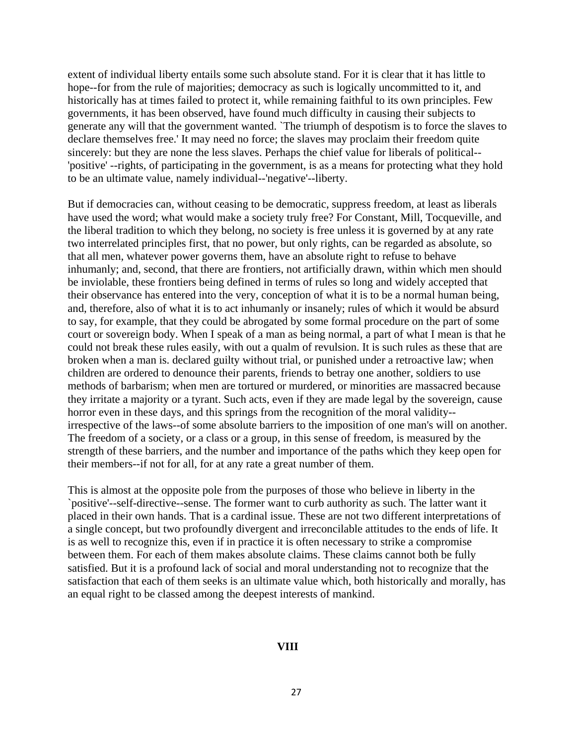extent of individual liberty entails some such absolute stand. For it is clear that it has little to hope--for from the rule of majorities; democracy as such is logically uncommitted to it, and historically has at times failed to protect it, while remaining faithful to its own principles. Few governments, it has been observed, have found much difficulty in causing their subjects to generate any will that the government wanted. `The triumph of despotism is to force the slaves to declare themselves free.' It may need no force; the slaves may proclaim their freedom quite sincerely: but they are none the less slaves. Perhaps the chief value for liberals of political--'positive' --rights, of participating in the government, is as a means for protecting what they hold to be an ultimate value, namely individual--'negative'--liberty.

But if democracies can, without ceasing to be democratic, suppress freedom, at least as liberals have used the word; what would make a society truly free? For Constant, Mill, Tocqueville, and the liberal tradition to which they belong, no society is free unless it is governed by at any rate two interrelated principles first, that no power, but only rights, can be regarded as absolute, so that all men, whatever power governs them, have an absolute right to refuse to behave inhumanly; and, second, that there are frontiers, not artificially drawn, within which men should be inviolable, these frontiers being defined in terms of rules so long and widely accepted that their observance has entered into the very, conception of what it is to be a normal human being, and, therefore, also of what it is to act inhumanly or insanely; rules of which it would be absurd to say, for example, that they could be abrogated by some formal procedure on the part of some court or sovereign body. When I speak of a man as being normal, a part of what I mean is that he could not break these rules easily, with out a qualm of revulsion. It is such rules as these that are broken when a man is. declared guilty without trial, or punished under a retroactive law; when children are ordered to denounce their parents, friends to betray one another, soldiers to use methods of barbarism; when men are tortured or murdered, or minorities are massacred because they irritate a majority or a tyrant. Such acts, even if they are made legal by the sovereign, cause horror even in these days, and this springs from the recognition of the moral validity--irrespective of the laws--of some absolute barriers to the imposition of one man's will on another. The freedom of a society, or a class or a group, in this sense of freedom, is measured by the strength of these barriers, and the number and importance of the paths which they keep open for their members--if not for all, for at any rate a great number of them.

This is almost at the opposite pole from the purposes of those who believe in liberty in the `positive'--self-directive--sense. The former want to curb authority as such. The latter want it placed in their own hands. That is a cardinal issue. These are not two different interpretations of a single concept, but two profoundly divergent and irreconcilable attitudes to the ends of life. It is as well to recognize this, even if in practice it is often necessary to strike a compromise between them. For each of them makes absolute claims. These claims cannot both be fully satisfied. But it is a profound lack of social and moral understanding not to recognize that the satisfaction that each of them seeks is an ultimate value which, both historically and morally, has an equal right to be classed among the deepest interests of mankind.

## VIII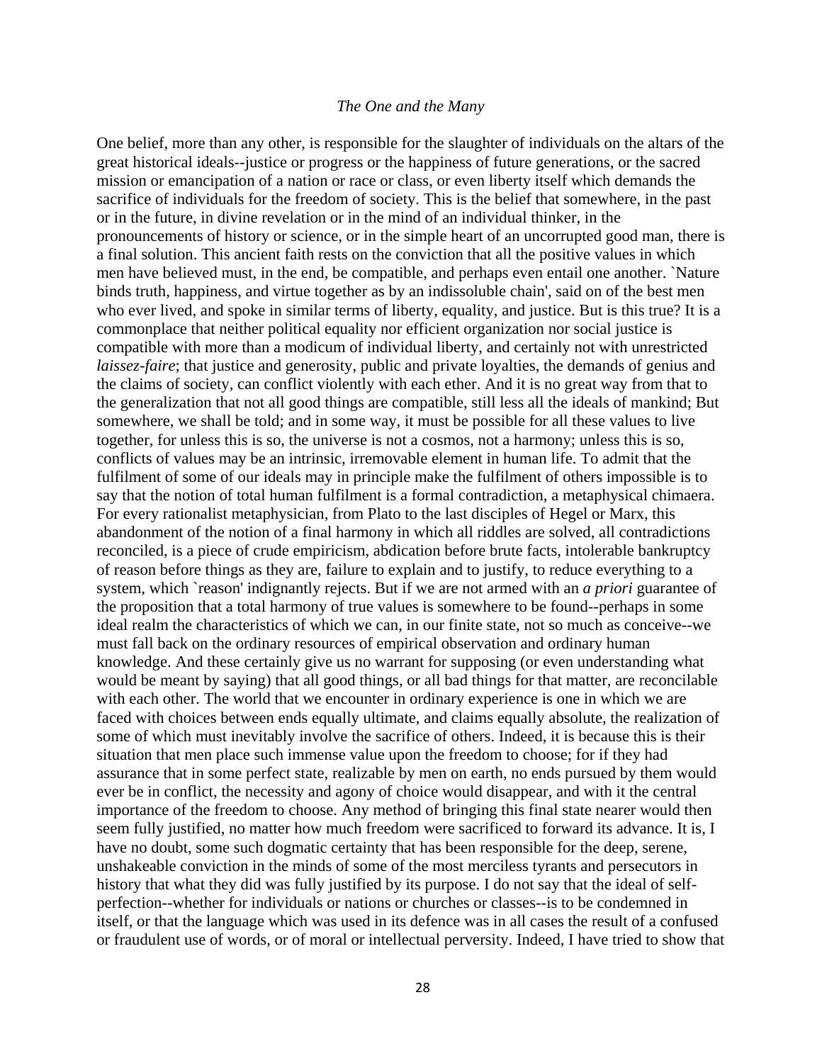*The One and the Many*

One belief, more than any other, is responsible for the slaughter of individuals on the altars of the great historical ideals--justice or progress or the happiness of future generations, or the sacred mission or emancipation of a nation or race or class, or even liberty itself which demands the sacrifice of individuals for the freedom of society. This is the belief that somewhere, in the past or in the future, in divine revelation or in the mind of an individual thinker, in the pronouncements of history or science, or in the simple heart of an uncorrupted good man, there is a final solution. This ancient faith rests on the conviction that all the positive values in which men have believed must, in the end, be compatible, and perhaps even entail one another. `Nature binds truth, happiness, and virtue together as by an indissoluble chain', said on of the best men who ever lived, and spoke in similar terms of liberty, equality, and justice. But is this true? It is a commonplace that neither political equality nor efficient organization nor social justice is compatible with more than a modicum of individual liberty, and certainly not with unrestricted *laissez-faire*; that justice and generosity, public and private loyalties, the demands of genius and the claims of society, can conflict violently with each ether. And it is no great way from that to the generalization that not all good things are compatible, still less all the ideals of mankind; But somewhere, we shall be told; and in some way, it must be possible for all these values to live together, for unless this is so, the universe is not a cosmos, not a harmony; unless this is so, conflicts of values may be an intrinsic, irremovable element in human life. To admit that the fulfilment of some of our ideals may in principle make the fulfilment of others impossible is to say that the notion of total human fulfilment is a formal contradiction, a metaphysical chimaera. For every rationalist metaphysician, from Plato to the last disciples of Hegel or Marx, this abandonment of the notion of a final harmony in which all riddles are solved, all contradictions reconciled, is a piece of crude empiricism, abdication before brute facts, intolerable bankruptcy of reason before things as they are, failure to explain and to justify, to reduce everything to a system, which `reason' indignantly rejects. But if we are not armed with an *a priori* guarantee of the proposition that a total harmony of true values is somewhere to be found--perhaps in some ideal realm the characteristics of which we can, in our finite state, not so much as conceive--we must fall back on the ordinary resources of empirical observation and ordinary human knowledge. And these certainly give us no warrant for supposing (or even understanding what would be meant by saying) that all good things, or all bad things for that matter, are reconcilable with each other. The world that we encounter in ordinary experience is one in which we are faced with choices between ends equally ultimate, and claims equally absolute, the realization of some of which must inevitably involve the sacrifice of others. Indeed, it is because this is their situation that men place such immense value upon the freedom to choose; for if they had assurance that in some perfect state, realizable by men on earth, no ends pursued by them would ever be in conflict, the necessity and agony of choice would disappear, and with it the central importance of the freedom to choose. Any method of bringing this final state nearer would then seem fully justified, no matter how much freedom were sacrificed to forward its advance. It is, I have no doubt, some such dogmatic certainty that has been responsible for the deep, serene, unshakeable conviction in the minds of some of the most merciless tyrants and persecutors in history that what they did was fully justified by its purpose. I do not say that the ideal of self-perfection--whether for individuals or nations or churches or classes--is to be condemned in itself, or that the language which was used in its defence was in all cases the result of a confused or fraudulent use of words, or of moral or intellectual perversity. Indeed, I have tried to show that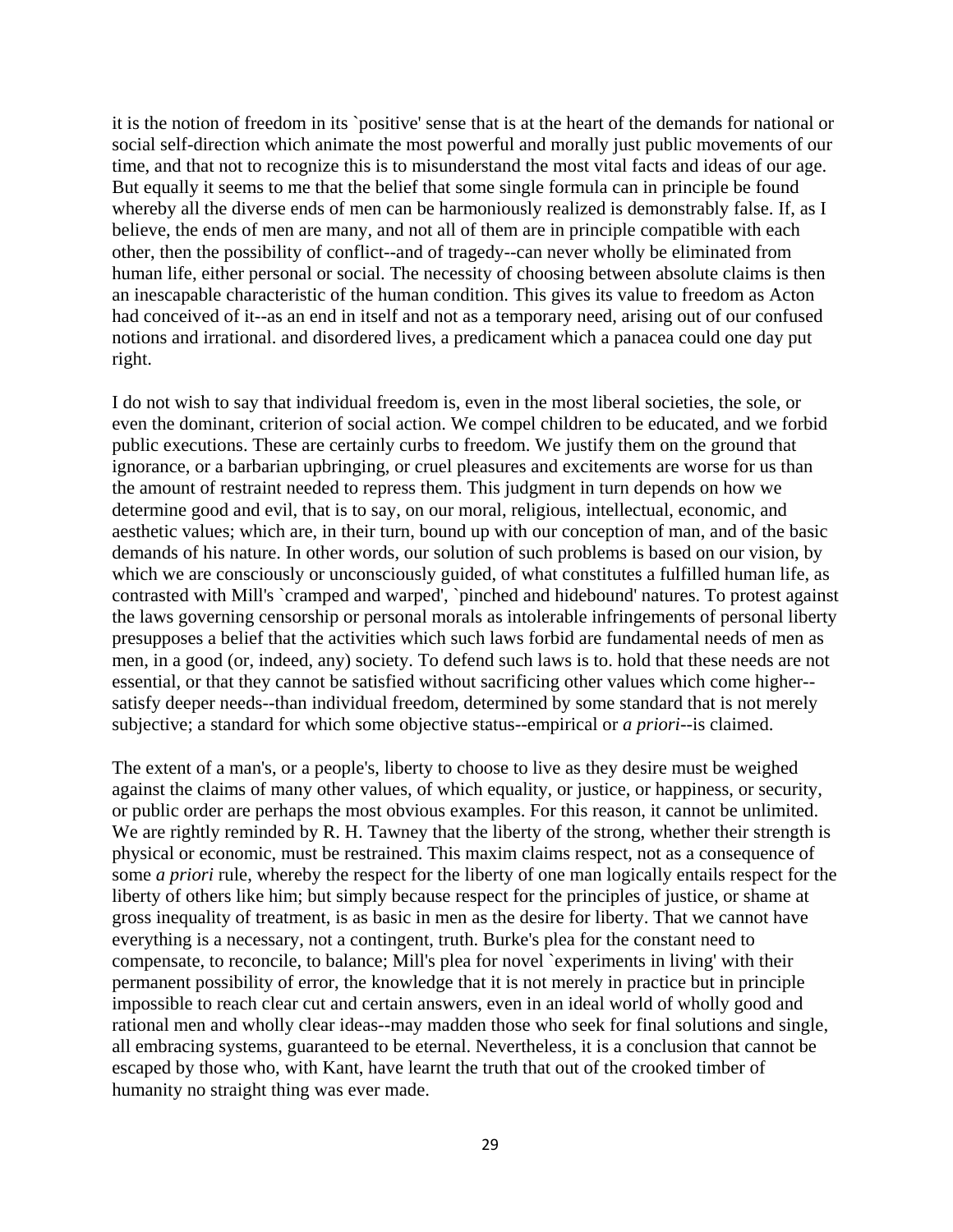it is the notion of freedom in its `positive' sense that is at the heart of the demands for national or social self-direction which animate the most powerful and morally just public movements of our time, and that not to recognize this is to misunderstand the most vital facts and ideas of our age. But equally it seems to me that the belief that some single formula can in principle be found whereby all the diverse ends of men can be harmoniously realized is demonstrably false. If, as I believe, the ends of men are many, and not all of them are in principle compatible with each other, then the possibility of conflict--and of tragedy--can never wholly be eliminated from human life, either personal or social. The necessity of choosing between absolute claims is then an inescapable characteristic of the human condition. This gives its value to freedom as Acton had conceived of it--as an end in itself and not as a temporary need, arising out of our confused notions and irrational. and disordered lives, a predicament which a panacea could one day put right.

I do not wish to say that individual freedom is, even in the most liberal societies, the sole, or even the dominant, criterion of social action. We compel children to be educated, and we forbid public executions. These are certainly curbs to freedom. We justify them on the ground that ignorance, or a barbarian upbringing, or cruel pleasures and excitements are worse for us than the amount of restraint needed to repress them. This judgment in turn depends on how we determine good and evil, that is to say, on our moral, religious, intellectual, economic, and aesthetic values; which are, in their turn, bound up with our conception of man, and of the basic demands of his nature. In other words, our solution of such problems is based on our vision, by which we are consciously or unconsciously guided, of what constitutes a fulfilled human life, as contrasted with Mill's `cramped and warped', `pinched and hidebound' natures. To protest against the laws governing censorship or personal morals as intolerable infringements of personal liberty presupposes a belief that the activities which such laws forbid are fundamental needs of men as men, in a good (or, indeed, any) society. To defend such laws is to. hold that these needs are not essential, or that they cannot be satisfied without sacrificing other values which come higher--satisfy deeper needs--than individual freedom, determined by some standard that is not merely subjective; a standard for which some objective status--empirical or *a priori*--is claimed.

The extent of a man's, or a people's, liberty to choose to live as they desire must be weighed against the claims of many other values, of which equality, or justice, or happiness, or security, or public order are perhaps the most obvious examples. For this reason, it cannot be unlimited. We are rightly reminded by R. H. Tawney that the liberty of the strong, whether their strength is physical or economic, must be restrained. This maxim claims respect, not as a consequence of some *a priori* rule, whereby the respect for the liberty of one man logically entails respect for the liberty of others like him; but simply because respect for the principles of justice, or shame at gross inequality of treatment, is as basic in men as the desire for liberty. That we cannot have everything is a necessary, not a contingent, truth. Burke's plea for the constant need to compensate, to reconcile, to balance; Mill's plea for novel `experiments in living' with their permanent possibility of error, the knowledge that it is not merely in practice but in principle impossible to reach clear cut and certain answers, even in an ideal world of wholly good and rational men and wholly clear ideas--may madden those who seek for final solutions and single, all embracing systems, guaranteed to be eternal. Nevertheless, it is a conclusion that cannot be escaped by those who, with Kant, have learnt the truth that out of the crooked timber of humanity no straight thing was ever made.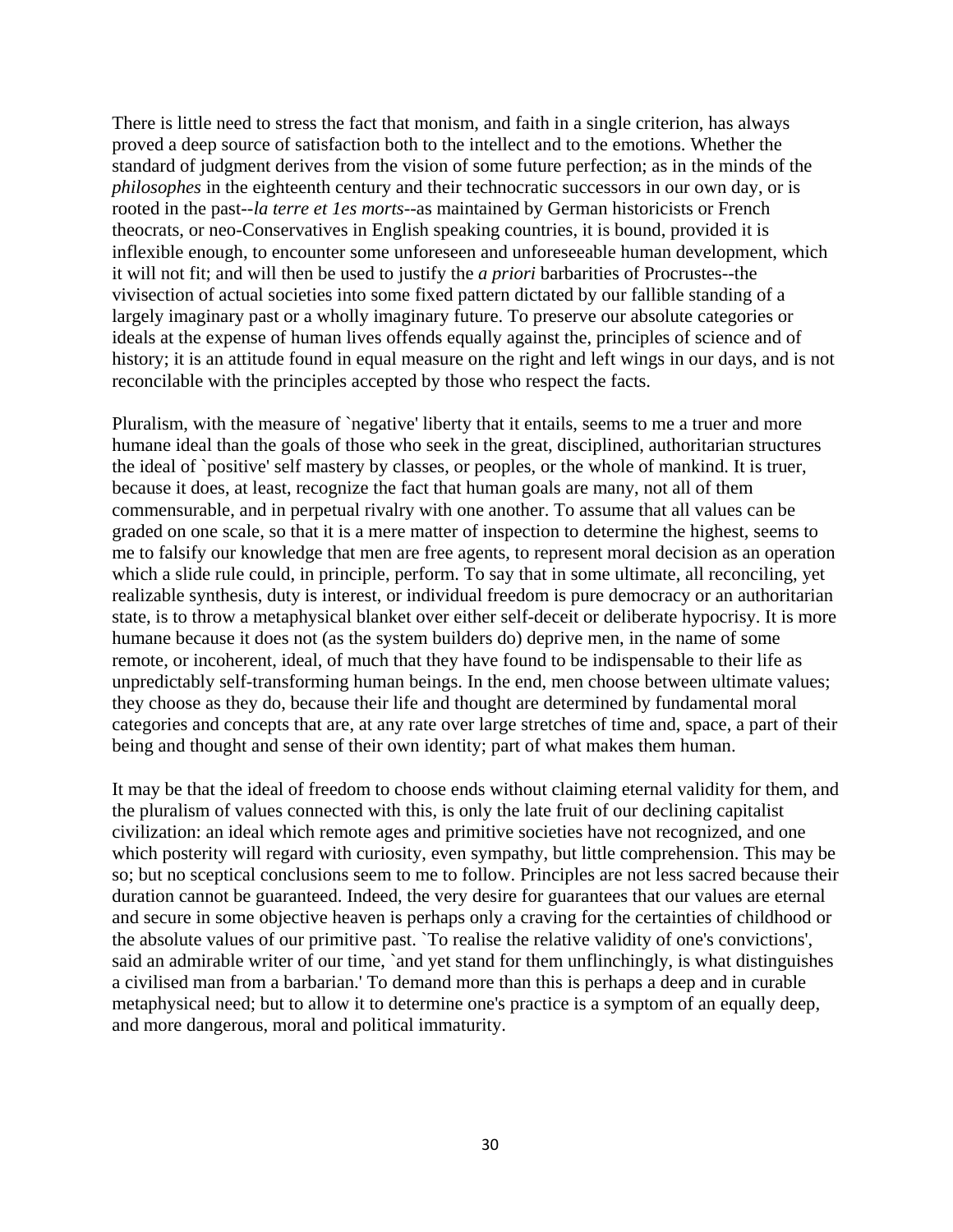There is little need to stress the fact that monism, and faith in a single criterion, has always proved a deep source of satisfaction both to the intellect and to the emotions. Whether the standard of judgment derives from the vision of some future perfection; as in the minds of the *philosophes* in the eighteenth century and their technocratic successors in our own day, or is rooted in the past--*la terre et 1es morts*--as maintained by German historicists or French theocrats, or neo-Conservatives in English speaking countries, it is bound, provided it is inflexible enough, to encounter some unforeseen and unforeseeable human development, which it will not fit; and will then be used to justify the *a priori* barbarities of Procrustes--the vivisection of actual societies into some fixed pattern dictated by our fallible standing of a largely imaginary past or a wholly imaginary future. To preserve our absolute categories or ideals at the expense of human lives offends equally against the, principles of science and of history; it is an attitude found in equal measure on the right and left wings in our days, and is not reconcilable with the principles accepted by those who respect the facts.

Pluralism, with the measure of `negative' liberty that it entails, seems to me a truer and more humane ideal than the goals of those who seek in the great, disciplined, authoritarian structures the ideal of `positive' self mastery by classes, or peoples, or the whole of mankind. It is truer, because it does, at least, recognize the fact that human goals are many, not all of them commensurable, and in perpetual rivalry with one another. To assume that all values can be graded on one scale, so that it is a mere matter of inspection to determine the highest, seems to me to falsify our knowledge that men are free agents, to represent moral decision as an operation which a slide rule could, in principle, perform. To say that in some ultimate, all reconciling, yet realizable synthesis, duty is interest, or individual freedom is pure democracy or an authoritarian state, is to throw a metaphysical blanket over either self-deceit or deliberate hypocrisy. It is more humane because it does not (as the system builders do) deprive men, in the name of some remote, or incoherent, ideal, of much that they have found to be indispensable to their life as unpredictably self-transforming human beings. In the end, men choose between ultimate values; they choose as they do, because their life and thought are determined by fundamental moral categories and concepts that are, at any rate over large stretches of time and, space, a part of their being and thought and sense of their own identity; part of what makes them human.

It may be that the ideal of freedom to choose ends without claiming eternal validity for them, and the pluralism of values connected with this, is only the late fruit of our declining capitalist civilization: an ideal which remote ages and primitive societies have not recognized, and one which posterity will regard with curiosity, even sympathy, but little comprehension. This may be so; but no sceptical conclusions seem to me to follow. Principles are not less sacred because their duration cannot be guaranteed. Indeed, the very desire for guarantees that our values are eternal and secure in some objective heaven is perhaps only a craving for the certainties of childhood or the absolute values of our primitive past. `To realise the relative validity of one's convictions', said an admirable writer of our time, `and yet stand for them unflinchingly, is what distinguishes a civilised man from a barbarian.' To demand more than this is perhaps a deep and in curable metaphysical need; but to allow it to determine one's practice is a symptom of an equally deep, and more dangerous, moral and political immaturity.